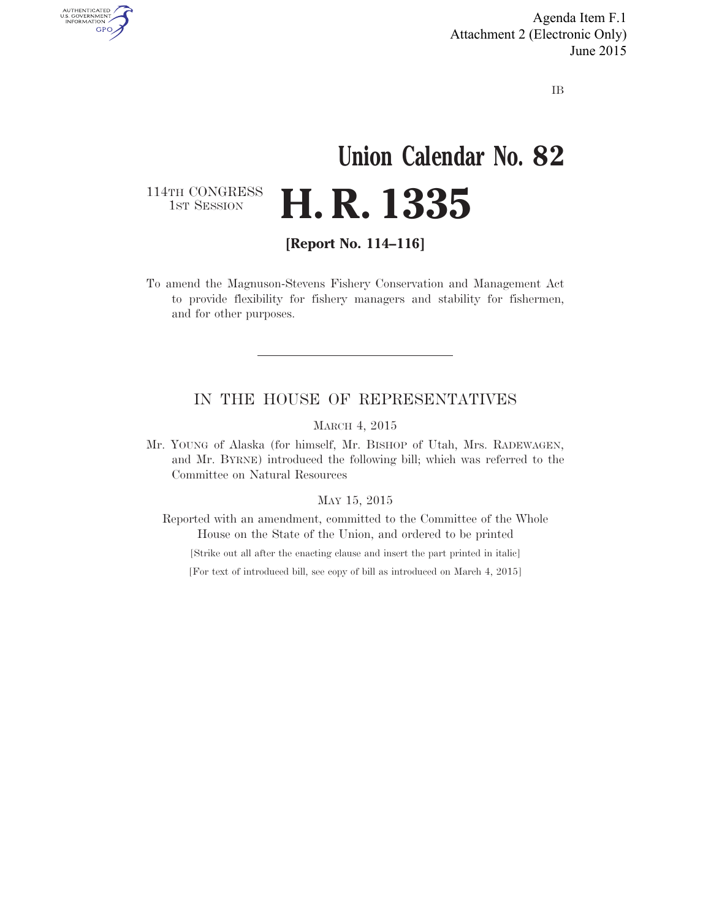Agenda Item F.1
Attachment 2 (Electronic Only)
June 2015

IB

# Union Calendar No. 82

114TH CONGRESS
1ST SESSION

# H. R. 1335

**[Report No. 114–116]**

To amend the Magnuson-Stevens Fishery Conservation and Management Act to provide flexibility for fishery managers and stability for fishermen, and for other purposes.

---

## IN THE HOUSE OF REPRESENTATIVES

MARCH 4, 2015

Mr. YOUNG of Alaska (for himself, Mr. BISHOP of Utah, Mrs. RADEWAGEN, and Mr. BYRNE) introduced the following bill; which was referred to the Committee on Natural Resources

MAY 15, 2015

Reported with an amendment, committed to the Committee of the Whole House on the State of the Union, and ordered to be printed

[Strike out all after the enacting clause and insert the part printed in italic]

[For text of introduced bill, see copy of bill as introduced on March 4, 2015]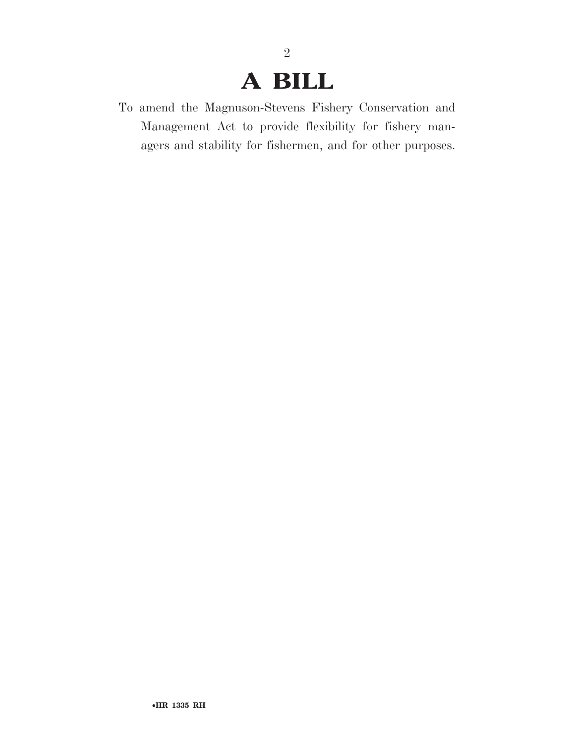# A BILL

To amend the Magnuson-Stevens Fishery Conservation and Management Act to provide flexibility for fishery managers and stability for fishermen, and for other purposes.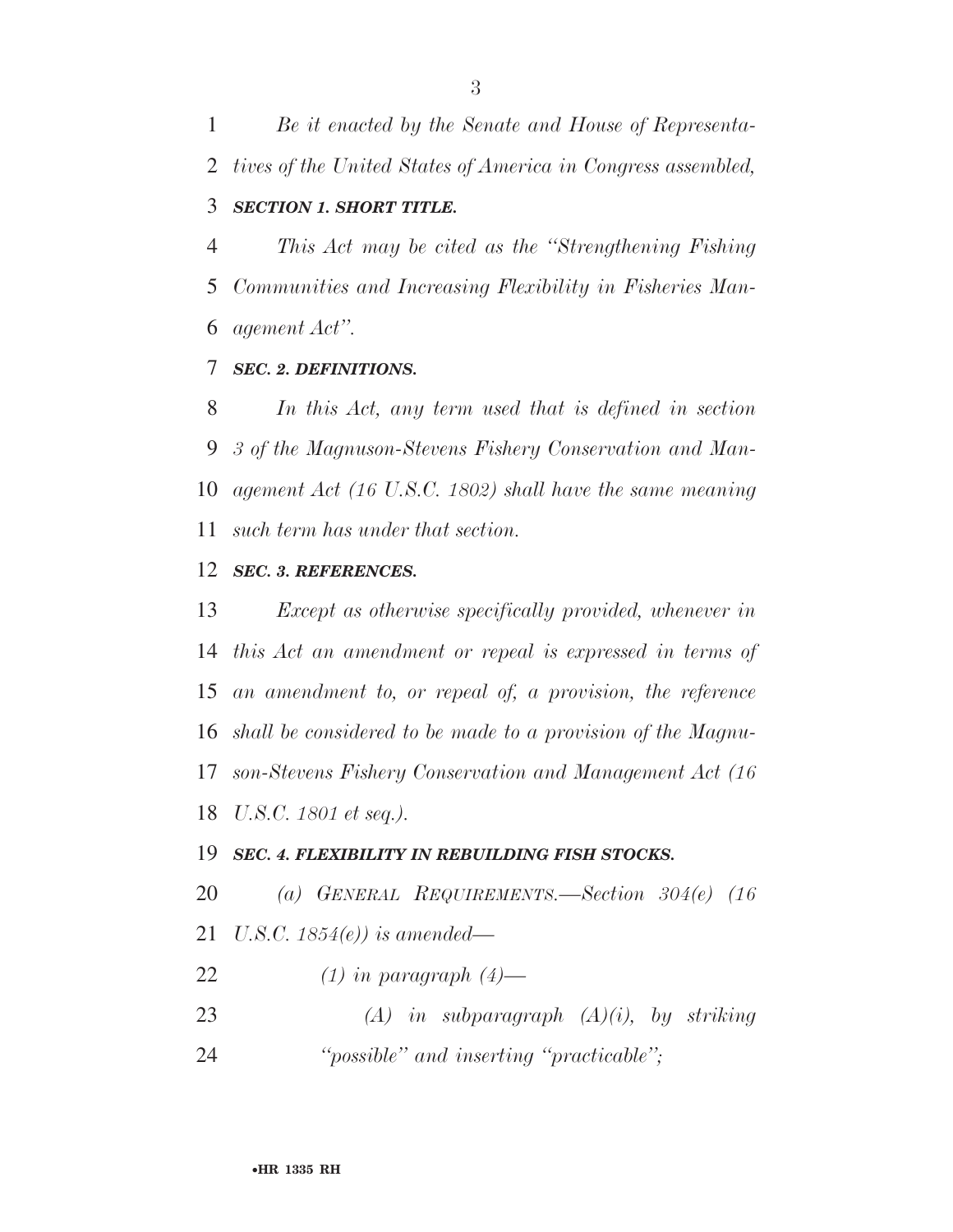*Be it enacted by the Senate and House of Representatives of the United States of America in Congress assembled,*

***SECTION 1. SHORT TITLE.***

*This Act may be cited as the "Strengthening Fishing Communities and Increasing Flexibility in Fisheries Management Act".*

***SEC. 2. DEFINITIONS.***

*In this Act, any term used that is defined in section 3 of the Magnuson-Stevens Fishery Conservation and Management Act (16 U.S.C. 1802) shall have the same meaning such term has under that section.*

***SEC. 3. REFERENCES.***

*Except as otherwise specifically provided, whenever in this Act an amendment or repeal is expressed in terms of an amendment to, or repeal of, a provision, the reference shall be considered to be made to a provision of the Magnuson-Stevens Fishery Conservation and Management Act (16 U.S.C. 1801 et seq.).*

***SEC. 4. FLEXIBILITY IN REBUILDING FISH STOCKS.***

*(a) GENERAL REQUIREMENTS.—Section 304(e) (16 U.S.C. 1854(e)) is amended—*

*(1) in paragraph (4)—*

*(A) in subparagraph (A)(i), by striking "possible" and inserting "practicable";*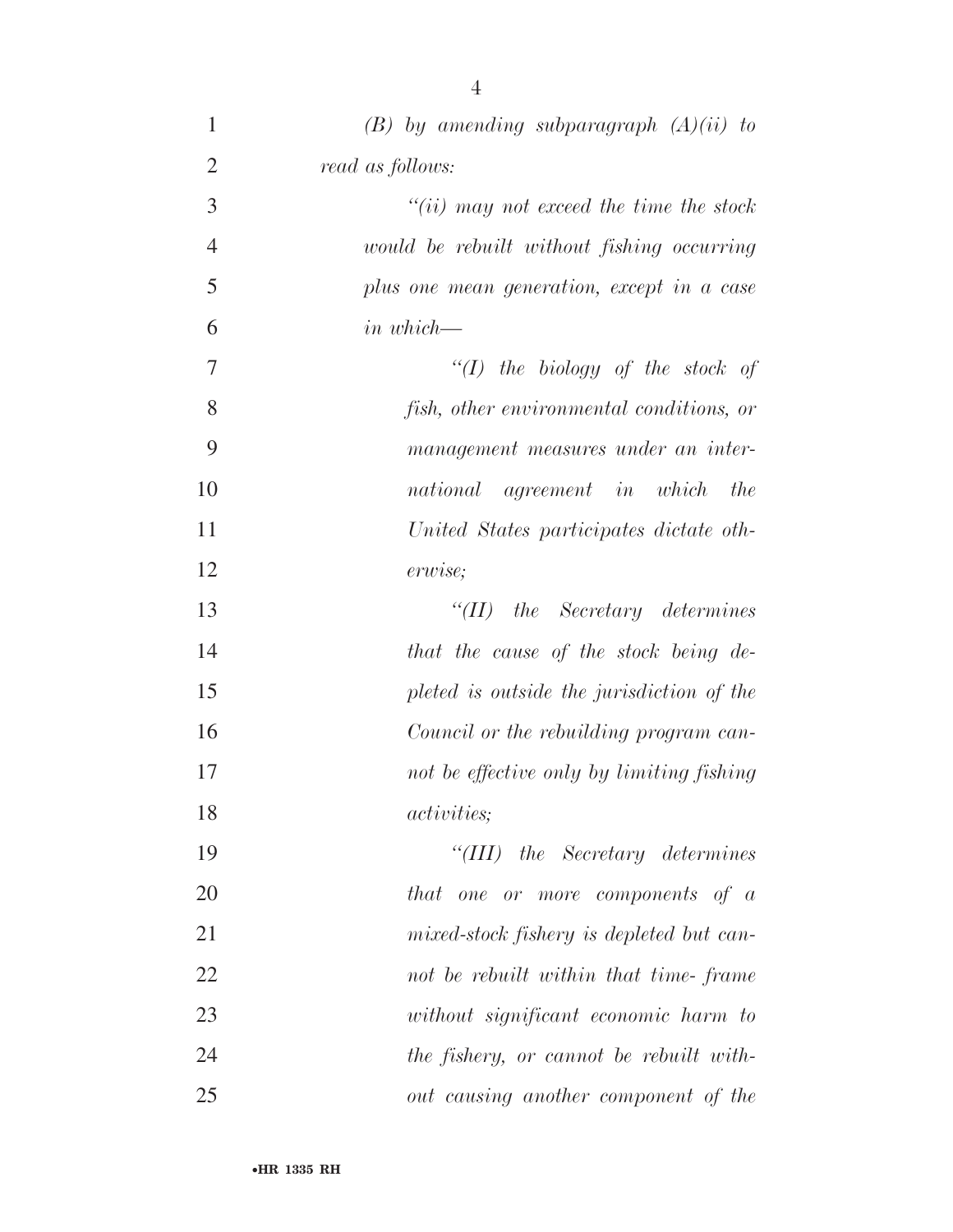*(B) by amending subparagraph (A)(ii) to read as follows:*

*"(ii) may not exceed the time the stock would be rebuilt without fishing occurring plus one mean generation, except in a case in which—*

*"(I) the biology of the stock of fish, other environmental conditions, or management measures under an international agreement in which the United States participates dictate otherwise;*

*"(II) the Secretary determines that the cause of the stock being depleted is outside the jurisdiction of the Council or the rebuilding program cannot be effective only by limiting fishing activities;*

*"(III) the Secretary determines that one or more components of a mixed-stock fishery is depleted but cannot be rebuilt within that time- frame without significant economic harm to the fishery, or cannot be rebuilt without causing another component of the*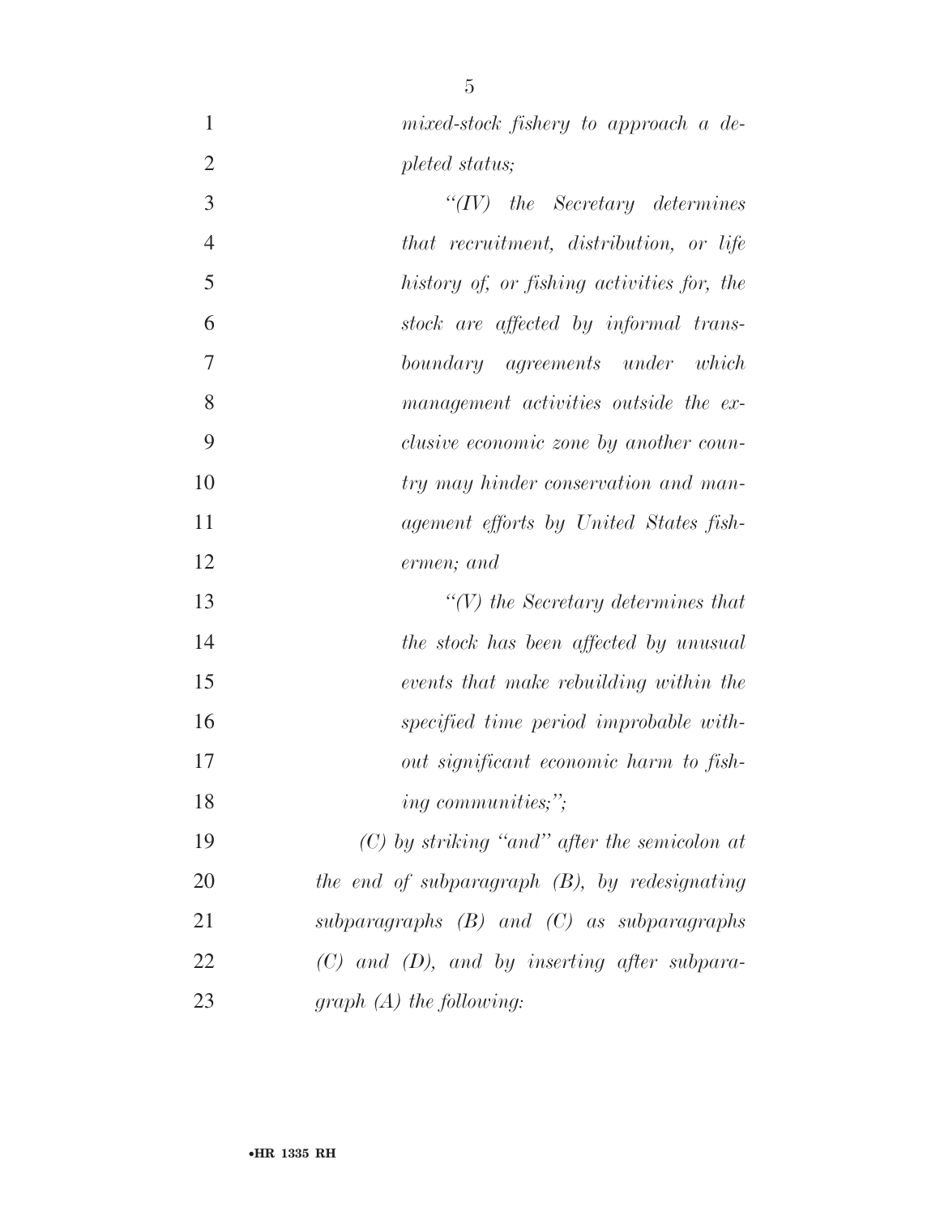*mixed-stock fishery to approach a depleted status;*

*"(IV) the Secretary determines that recruitment, distribution, or life history of, or fishing activities for, the stock are affected by informal transboundary agreements under which management activities outside the exclusive economic zone by another country may hinder conservation and management efforts by United States fishermen; and*

*"(V) the Secretary determines that the stock has been affected by unusual events that make rebuilding within the specified time period improbable without significant economic harm to fishing communities;";*

*(C) by striking "and" after the semicolon at the end of subparagraph (B), by redesignating subparagraphs (B) and (C) as subparagraphs (C) and (D), and by inserting after subparagraph (A) the following:*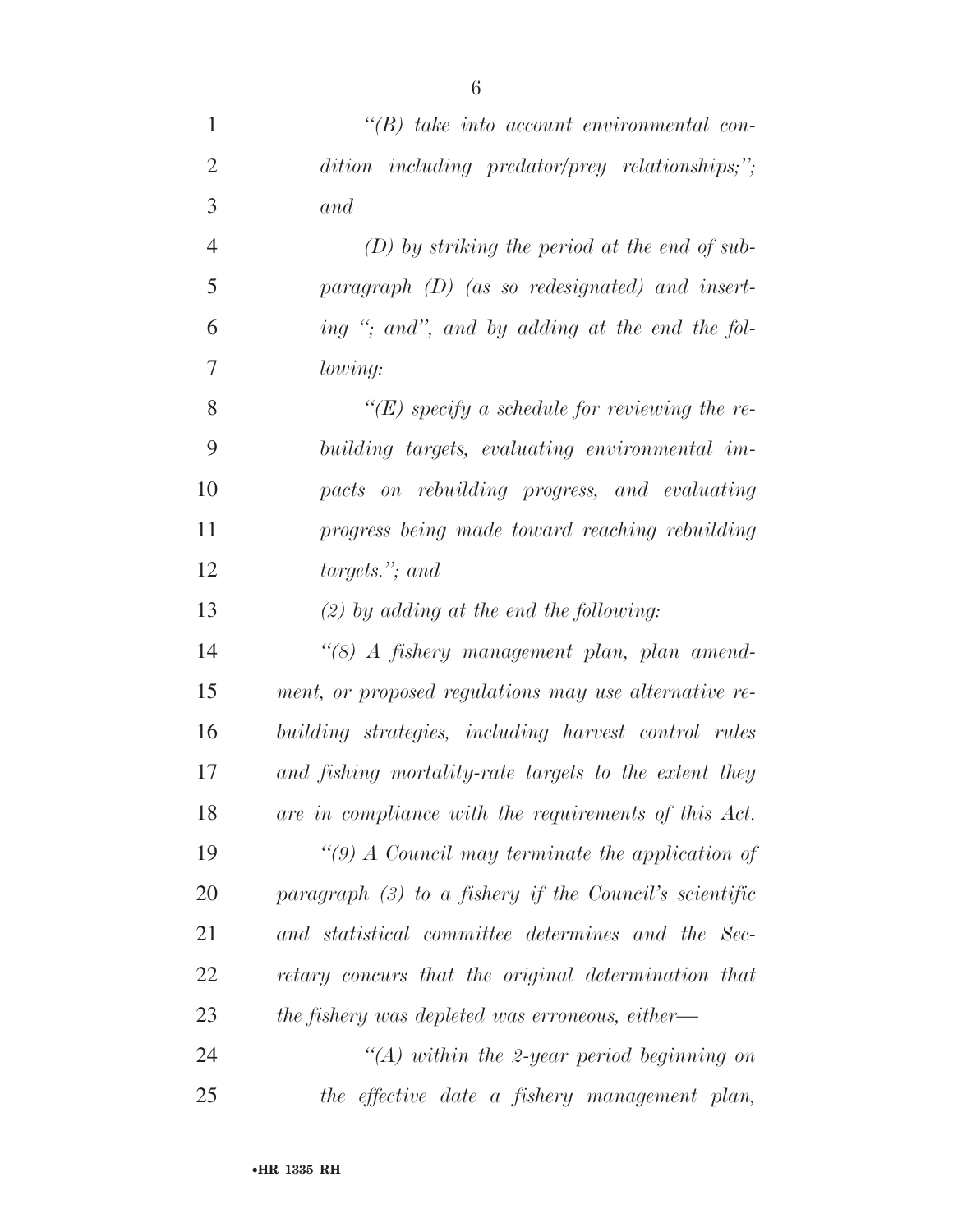*"(B) take into account environmental condition including predator/prey relationships;"; and*

*(D) by striking the period at the end of subparagraph (D) (as so redesignated) and inserting "; and", and by adding at the end the following:*

*"(E) specify a schedule for reviewing the rebuilding targets, evaluating environmental impacts on rebuilding progress, and evaluating progress being made toward reaching rebuilding targets."; and*

*(2) by adding at the end the following:*

*"(8) A fishery management plan, plan amendment, or proposed regulations may use alternative rebuilding strategies, including harvest control rules and fishing mortality-rate targets to the extent they are in compliance with the requirements of this Act.*

*"(9) A Council may terminate the application of paragraph (3) to a fishery if the Council's scientific and statistical committee determines and the Secretary concurs that the original determination that the fishery was depleted was erroneous, either—*

*"(A) within the 2-year period beginning on the effective date a fishery management plan,*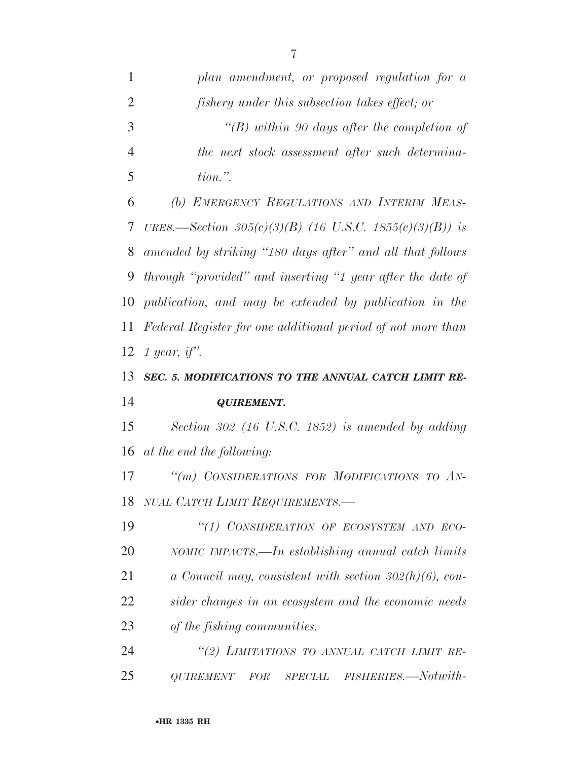*plan amendment, or proposed regulation for a fishery under this subsection takes effect; or*

*"(B) within 90 days after the completion of the next stock assessment after such determination.".*

*(b) EMERGENCY REGULATIONS AND INTERIM MEASURES.—Section 305(c)(3)(B) (16 U.S.C. 1855(c)(3)(B)) is amended by striking "180 days after" and all that follows through "provided" and inserting "1 year after the date of publication, and may be extended by publication in the Federal Register for one additional period of not more than 1 year, if".*

***SEC. 5. MODIFICATIONS TO THE ANNUAL CATCH LIMIT REQUIREMENT.***

*Section 302 (16 U.S.C. 1852) is amended by adding at the end the following:*

*"(m) CONSIDERATIONS FOR MODIFICATIONS TO ANNUAL CATCH LIMIT REQUIREMENTS.—*

*"(1) CONSIDERATION OF ECOSYSTEM AND ECONOMIC IMPACTS.—In establishing annual catch limits a Council may, consistent with section 302(h)(6), consider changes in an ecosystem and the economic needs of the fishing communities.*

*"(2) LIMITATIONS TO ANNUAL CATCH LIMIT REQUIREMENT FOR SPECIAL FISHERIES.—Notwith-*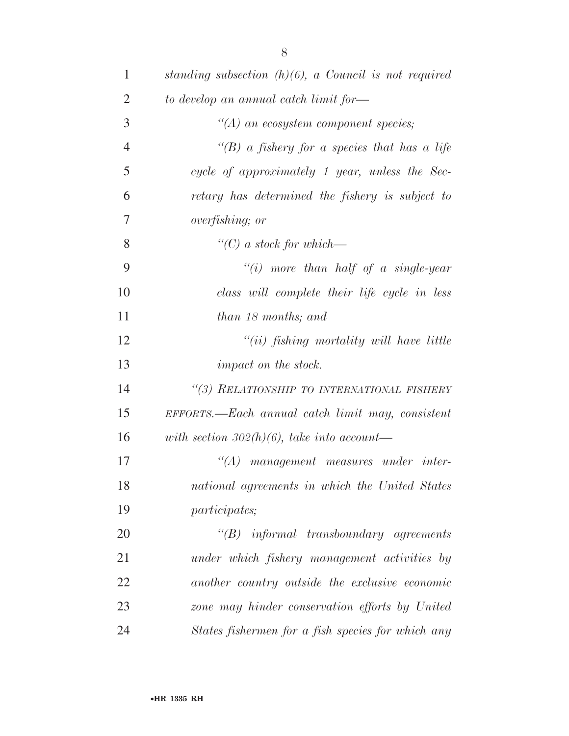*standing subsection (h)(6), a Council is not required to develop an annual catch limit for—*

*"(A) an ecosystem component species;*

*"(B) a fishery for a species that has a life cycle of approximately 1 year, unless the Secretary has determined the fishery is subject to overfishing; or*

*"(C) a stock for which—*

*"(i) more than half of a single-year class will complete their life cycle in less than 18 months; and*

*"(ii) fishing mortality will have little impact on the stock.*

*"(3) RELATIONSHIP TO INTERNATIONAL FISHERY EFFORTS.—Each annual catch limit may, consistent with section 302(h)(6), take into account—*

*"(A) management measures under international agreements in which the United States participates;*

*"(B) informal transboundary agreements under which fishery management activities by another country outside the exclusive economic zone may hinder conservation efforts by United States fishermen for a fish species for which any*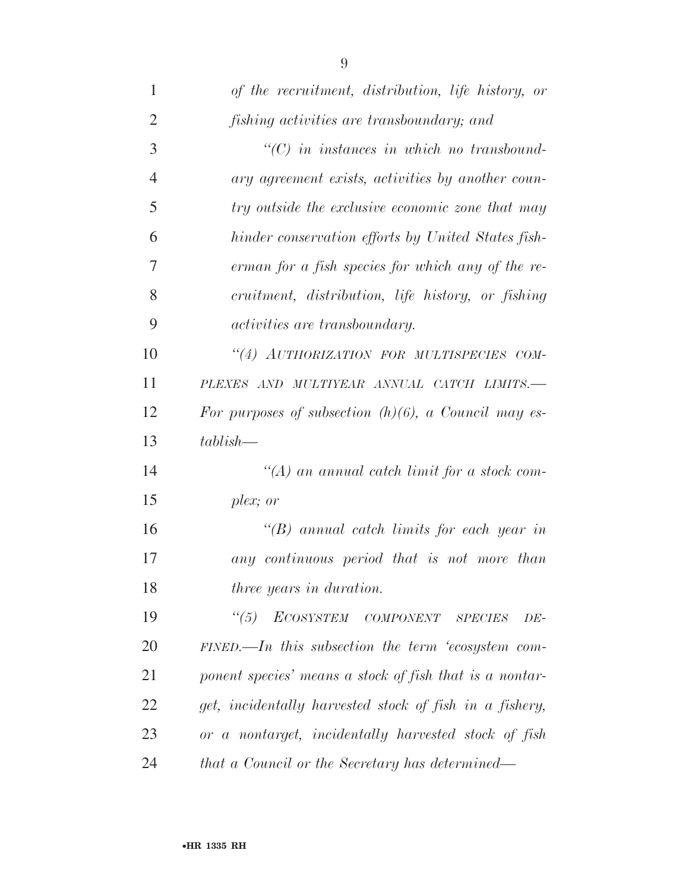*of the recruitment, distribution, life history, or fishing activities are transboundary; and*

*"(C) in instances in which no transboundary agreement exists, activities by another country outside the exclusive economic zone that may hinder conservation efforts by United States fisherman for a fish species for which any of the recruitment, distribution, life history, or fishing activities are transboundary.*

*"(4) AUTHORIZATION FOR MULTISPECIES COMPLEXES AND MULTIYEAR ANNUAL CATCH LIMITS.—For purposes of subsection (h)(6), a Council may establish—*

*"(A) an annual catch limit for a stock complex; or*

*"(B) annual catch limits for each year in any continuous period that is not more than three years in duration.*

*"(5) ECOSYSTEM COMPONENT SPECIES DEFINED.—In this subsection the term 'ecosystem component species' means a stock of fish that is a nontarget, incidentally harvested stock of fish in a fishery, or a nontarget, incidentally harvested stock of fish that a Council or the Secretary has determined—*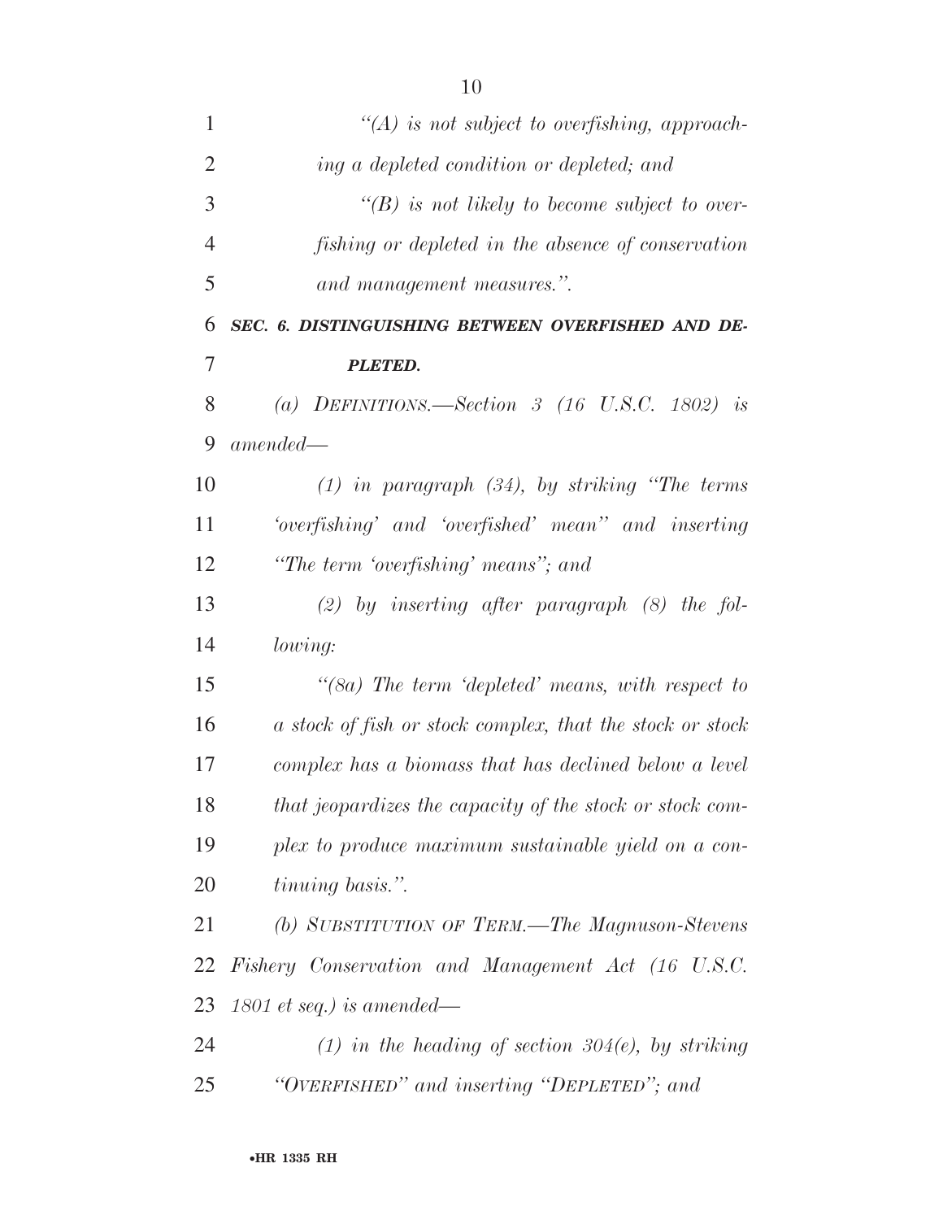*"(A) is not subject to overfishing, approaching a depleted condition or depleted; and*

*"(B) is not likely to become subject to overfishing or depleted in the absence of conservation and management measures.".*

***SEC. 6. DISTINGUISHING BETWEEN OVERFISHED AND DEPLETED.***

*(a) DEFINITIONS.—Section 3 (16 U.S.C. 1802) is amended—*

*(1) in paragraph (34), by striking "The terms 'overfishing' and 'overfished' mean" and inserting "The term 'overfishing' means"; and*

*(2) by inserting after paragraph (8) the following:*

*"(8a) The term 'depleted' means, with respect to a stock of fish or stock complex, that the stock or stock complex has a biomass that has declined below a level that jeopardizes the capacity of the stock or stock complex to produce maximum sustainable yield on a continuing basis.".*

*(b) SUBSTITUTION OF TERM.—The Magnuson-Stevens Fishery Conservation and Management Act (16 U.S.C. 1801 et seq.) is amended—*

*(1) in the heading of section 304(e), by striking "OVERFISHED" and inserting "DEPLETED"; and*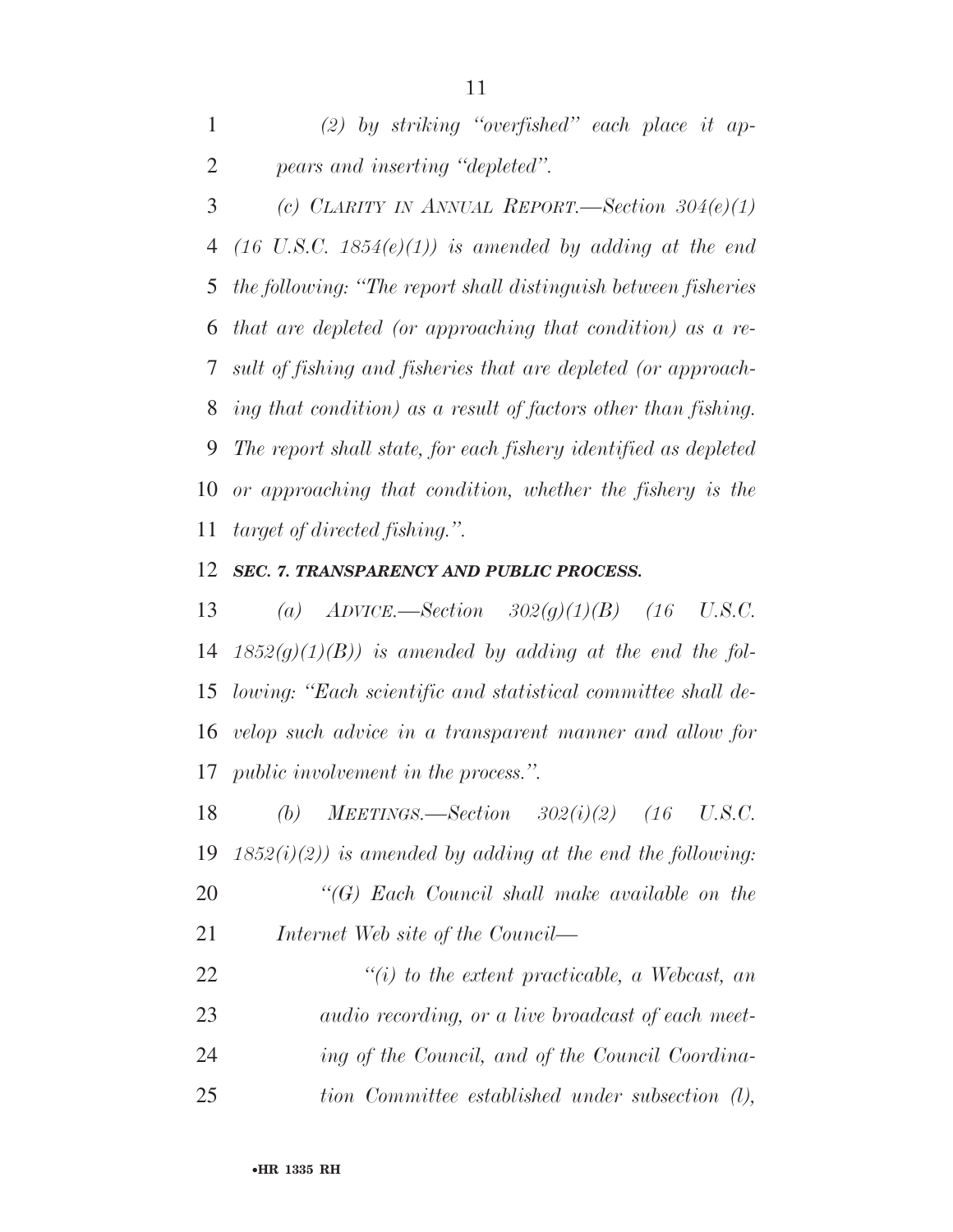*(2) by striking "overfished" each place it appears and inserting "depleted".*

*(c) CLARITY IN ANNUAL REPORT.—Section 304(e)(1) (16 U.S.C. 1854(e)(1)) is amended by adding at the end the following: "The report shall distinguish between fisheries that are depleted (or approaching that condition) as a result of fishing and fisheries that are depleted (or approaching that condition) as a result of factors other than fishing. The report shall state, for each fishery identified as depleted or approaching that condition, whether the fishery is the target of directed fishing.".*

### *SEC. 7. TRANSPARENCY AND PUBLIC PROCESS.*

*(a) ADVICE.—Section 302(g)(1)(B) (16 U.S.C. 1852(g)(1)(B)) is amended by adding at the end the following: "Each scientific and statistical committee shall develop such advice in a transparent manner and allow for public involvement in the process.".*

*(b) MEETINGS.—Section 302(i)(2) (16 U.S.C. 1852(i)(2)) is amended by adding at the end the following:*

*"(G) Each Council shall make available on the Internet Web site of the Council—*

*"(i) to the extent practicable, a Webcast, an audio recording, or a live broadcast of each meeting of the Council, and of the Council Coordination Committee established under subsection (l),*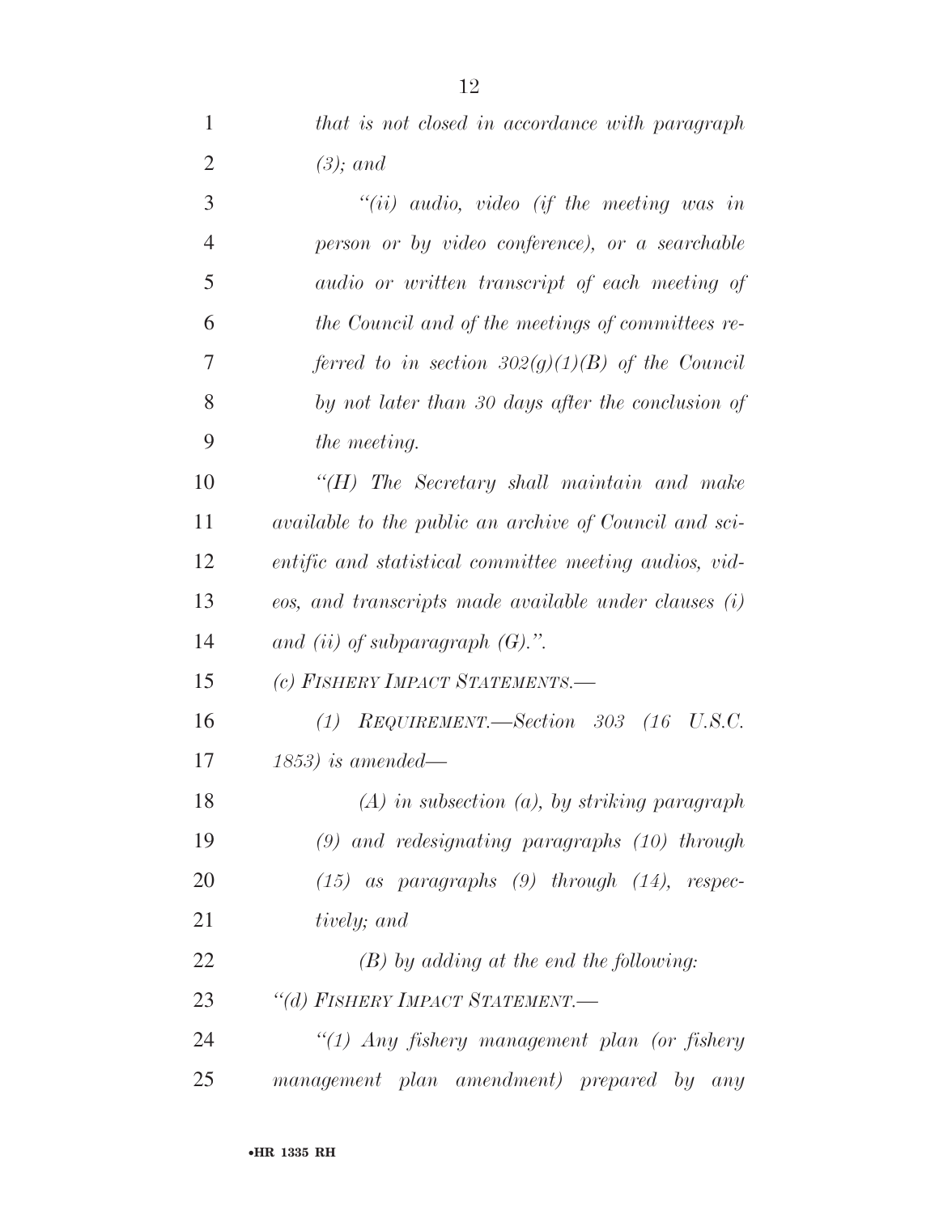*that is not closed in accordance with paragraph (3); and*

*"(ii) audio, video (if the meeting was in person or by video conference), or a searchable audio or written transcript of each meeting of the Council and of the meetings of committees referred to in section 302(g)(1)(B) of the Council by not later than 30 days after the conclusion of the meeting.*

*"(H) The Secretary shall maintain and make available to the public an archive of Council and scientific and statistical committee meeting audios, videos, and transcripts made available under clauses (i) and (ii) of subparagraph (G).".*

*(c) FISHERY IMPACT STATEMENTS.—*

*(1) REQUIREMENT.—Section 303 (16 U.S.C. 1853) is amended—*

*(A) in subsection (a), by striking paragraph (9) and redesignating paragraphs (10) through (15) as paragraphs (9) through (14), respectively; and*

*(B) by adding at the end the following:*

*"(d) FISHERY IMPACT STATEMENT.—*

*"(1) Any fishery management plan (or fishery management plan amendment) prepared by any*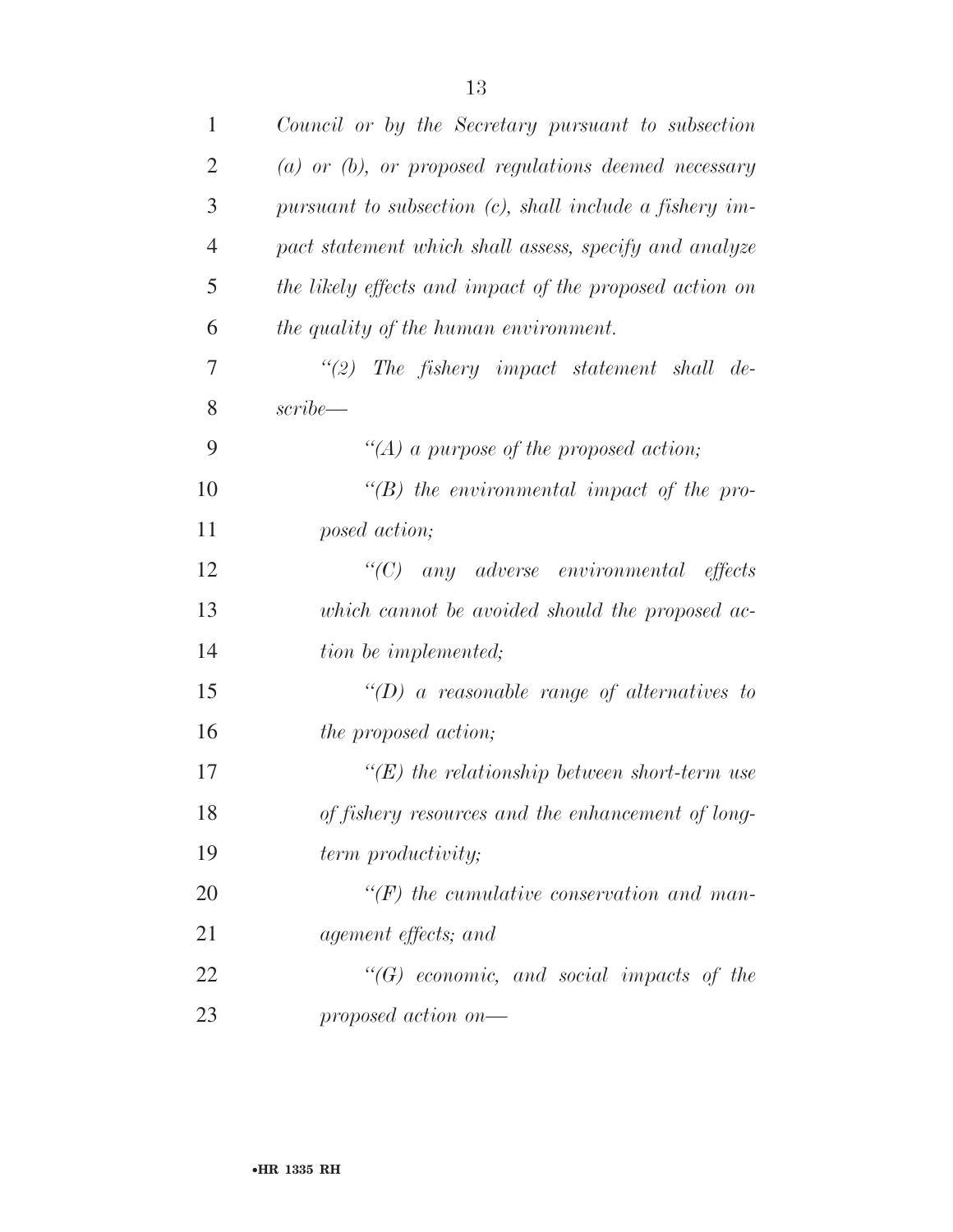*Council or by the Secretary pursuant to subsection (a) or (b), or proposed regulations deemed necessary pursuant to subsection (c), shall include a fishery impact statement which shall assess, specify and analyze the likely effects and impact of the proposed action on the quality of the human environment.*

*"(2) The fishery impact statement shall describe—*

*"(A) a purpose of the proposed action;*

*"(B) the environmental impact of the proposed action;*

*"(C) any adverse environmental effects which cannot be avoided should the proposed action be implemented;*

*"(D) a reasonable range of alternatives to the proposed action;*

*"(E) the relationship between short-term use of fishery resources and the enhancement of long-term productivity;*

*"(F) the cumulative conservation and management effects; and*

*"(G) economic, and social impacts of the proposed action on—*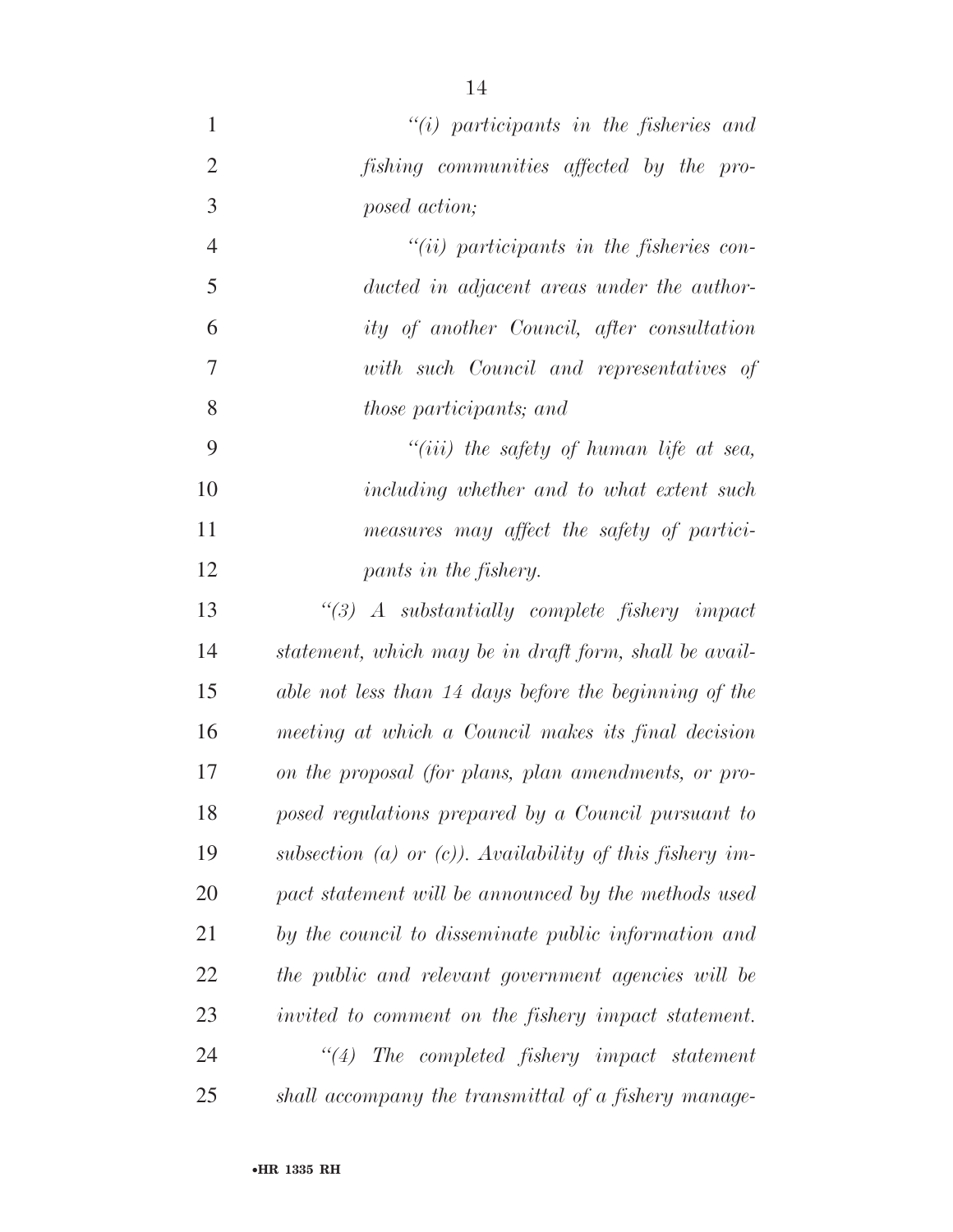*"(i) participants in the fisheries and fishing communities affected by the proposed action;*

*"(ii) participants in the fisheries conducted in adjacent areas under the authority of another Council, after consultation with such Council and representatives of those participants; and*

*"(iii) the safety of human life at sea, including whether and to what extent such measures may affect the safety of participants in the fishery.*

*"(3) A substantially complete fishery impact statement, which may be in draft form, shall be available not less than 14 days before the beginning of the meeting at which a Council makes its final decision on the proposal (for plans, plan amendments, or proposed regulations prepared by a Council pursuant to subsection (a) or (c)). Availability of this fishery impact statement will be announced by the methods used by the council to disseminate public information and the public and relevant government agencies will be invited to comment on the fishery impact statement.*

*"(4) The completed fishery impact statement shall accompany the transmittal of a fishery manage-*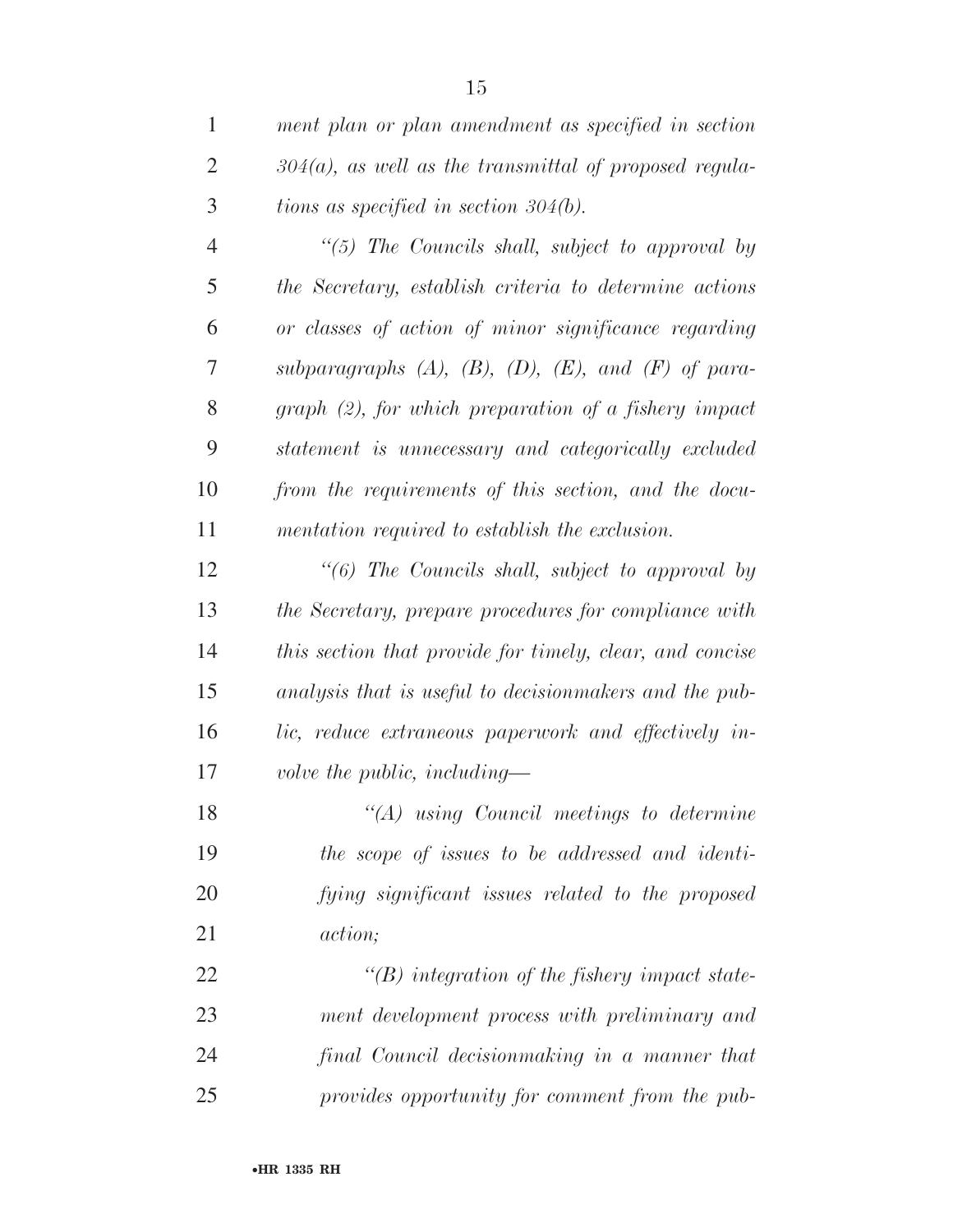*ment plan or plan amendment as specified in section 304(a), as well as the transmittal of proposed regulations as specified in section 304(b).*

*"(5) The Councils shall, subject to approval by the Secretary, establish criteria to determine actions or classes of action of minor significance regarding subparagraphs (A), (B), (D), (E), and (F) of paragraph (2), for which preparation of a fishery impact statement is unnecessary and categorically excluded from the requirements of this section, and the documentation required to establish the exclusion.*

*"(6) The Councils shall, subject to approval by the Secretary, prepare procedures for compliance with this section that provide for timely, clear, and concise analysis that is useful to decisionmakers and the public, reduce extraneous paperwork and effectively involve the public, including—*

*"(A) using Council meetings to determine the scope of issues to be addressed and identifying significant issues related to the proposed action;*

*"(B) integration of the fishery impact statement development process with preliminary and final Council decisionmaking in a manner that provides opportunity for comment from the pub-*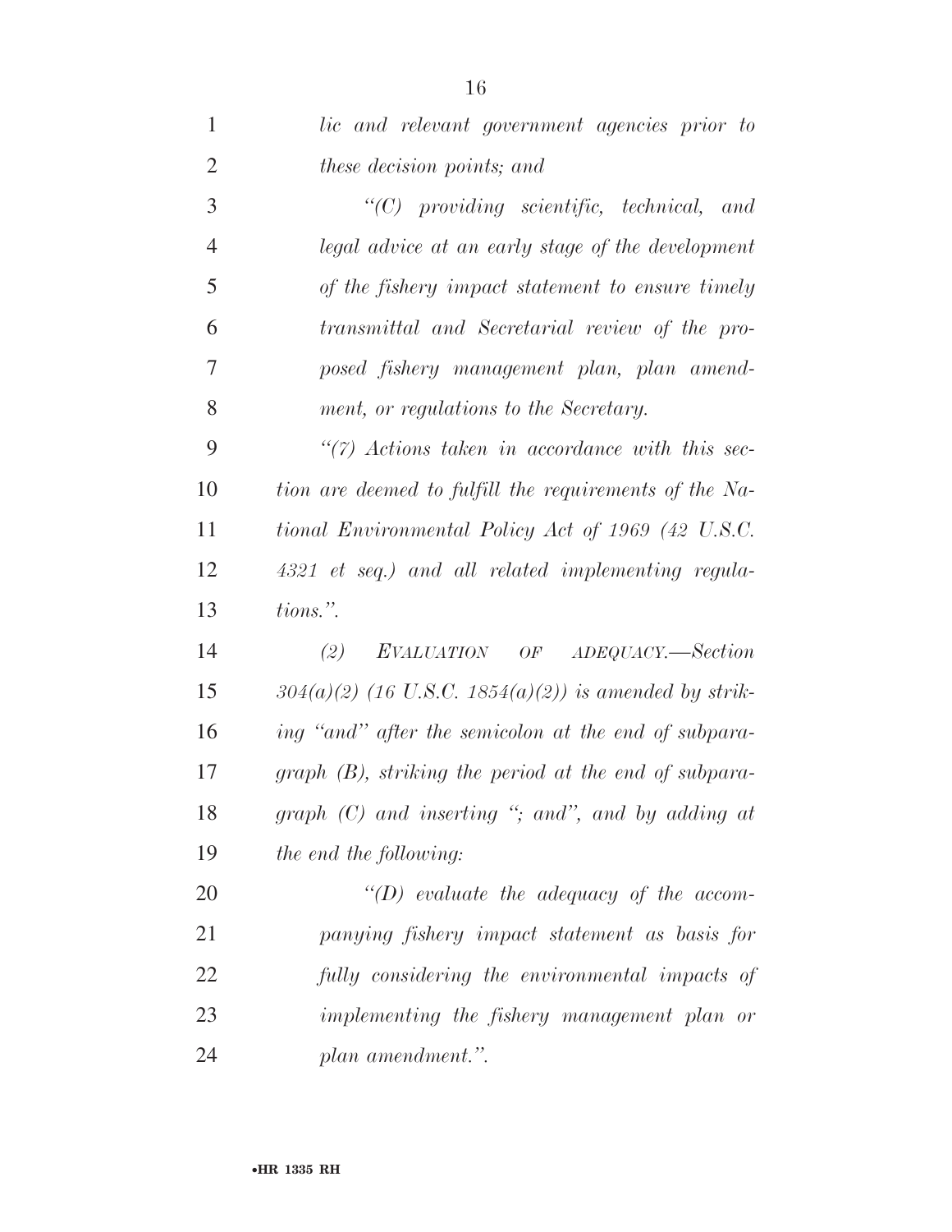*lic and relevant government agencies prior to these decision points; and*

*"(C) providing scientific, technical, and legal advice at an early stage of the development of the fishery impact statement to ensure timely transmittal and Secretarial review of the proposed fishery management plan, plan amendment, or regulations to the Secretary.*

*"(7) Actions taken in accordance with this section are deemed to fulfill the requirements of the National Environmental Policy Act of 1969 (42 U.S.C. 4321 et seq.) and all related implementing regulations.".*

*(2) EVALUATION OF ADEQUACY.—Section 304(a)(2) (16 U.S.C. 1854(a)(2)) is amended by striking "and" after the semicolon at the end of subparagraph (B), striking the period at the end of subparagraph (C) and inserting "; and", and by adding at the end the following:*

*"(D) evaluate the adequacy of the accompanying fishery impact statement as basis for fully considering the environmental impacts of implementing the fishery management plan or plan amendment.".*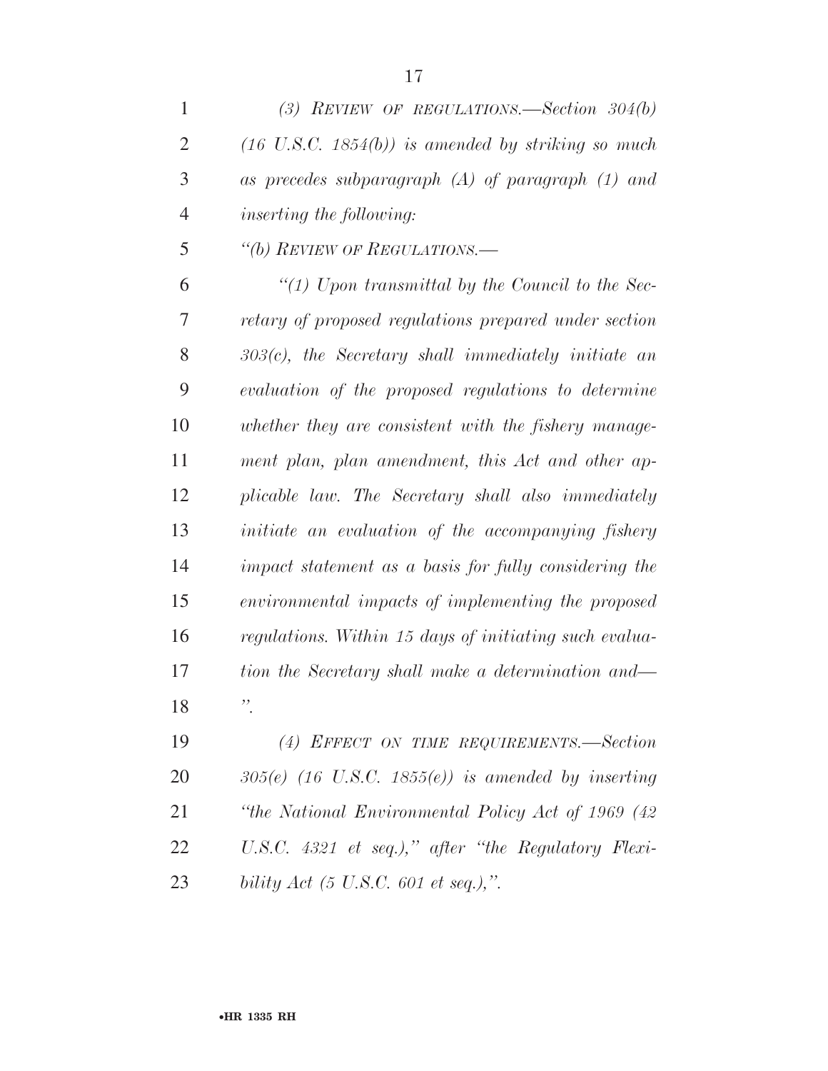*(3) REVIEW OF REGULATIONS.—Section 304(b) (16 U.S.C. 1854(b)) is amended by striking so much as precedes subparagraph (A) of paragraph (1) and inserting the following:*

*"(b) REVIEW OF REGULATIONS.—*

*"(1) Upon transmittal by the Council to the Secretary of proposed regulations prepared under section 303(c), the Secretary shall immediately initiate an evaluation of the proposed regulations to determine whether they are consistent with the fishery management plan, plan amendment, this Act and other applicable law. The Secretary shall also immediately initiate an evaluation of the accompanying fishery impact statement as a basis for fully considering the environmental impacts of implementing the proposed regulations. Within 15 days of initiating such evaluation the Secretary shall make a determination and—".*

*(4) EFFECT ON TIME REQUIREMENTS.—Section 305(e) (16 U.S.C. 1855(e)) is amended by inserting "the National Environmental Policy Act of 1969 (42 U.S.C. 4321 et seq.)," after "the Regulatory Flexibility Act (5 U.S.C. 601 et seq.),".*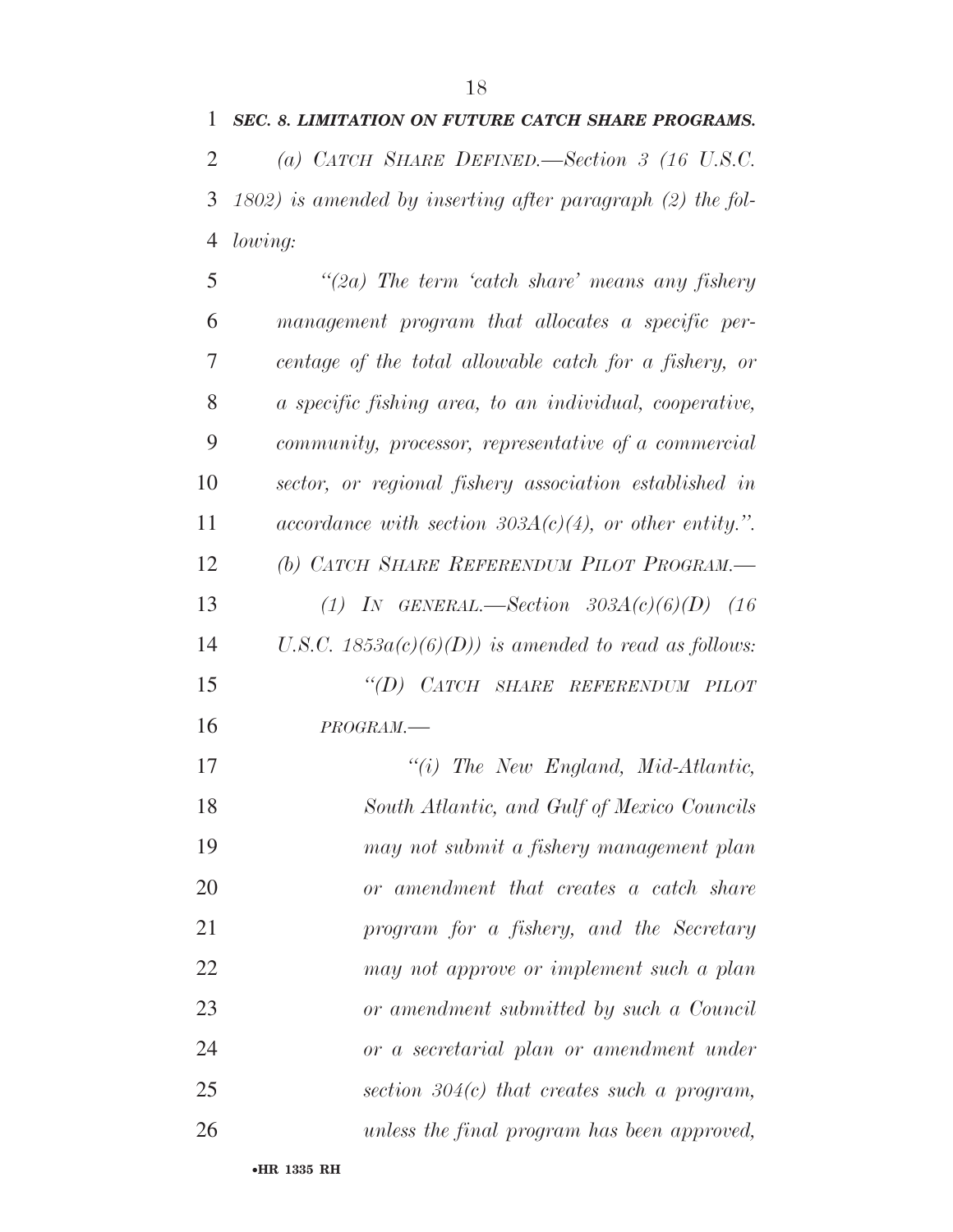***SEC. 8. LIMITATION ON FUTURE CATCH SHARE PROGRAMS.***

*(a) CATCH SHARE DEFINED.—Section 3 (16 U.S.C. 1802) is amended by inserting after paragraph (2) the following:*

*"(2a) The term 'catch share' means any fishery management program that allocates a specific percentage of the total allowable catch for a fishery, or a specific fishing area, to an individual, cooperative, community, processor, representative of a commercial sector, or regional fishery association established in accordance with section 303A(c)(4), or other entity.".*

*(b) CATCH SHARE REFERENDUM PILOT PROGRAM.—*

*(1) IN GENERAL.—Section 303A(c)(6)(D) (16 U.S.C. 1853a(c)(6)(D)) is amended to read as follows:*

*"(D) CATCH SHARE REFERENDUM PILOT PROGRAM.—*

*"(i) The New England, Mid-Atlantic, South Atlantic, and Gulf of Mexico Councils may not submit a fishery management plan or amendment that creates a catch share program for a fishery, and the Secretary may not approve or implement such a plan or amendment submitted by such a Council or a secretarial plan or amendment under section 304(c) that creates such a program, unless the final program has been approved,*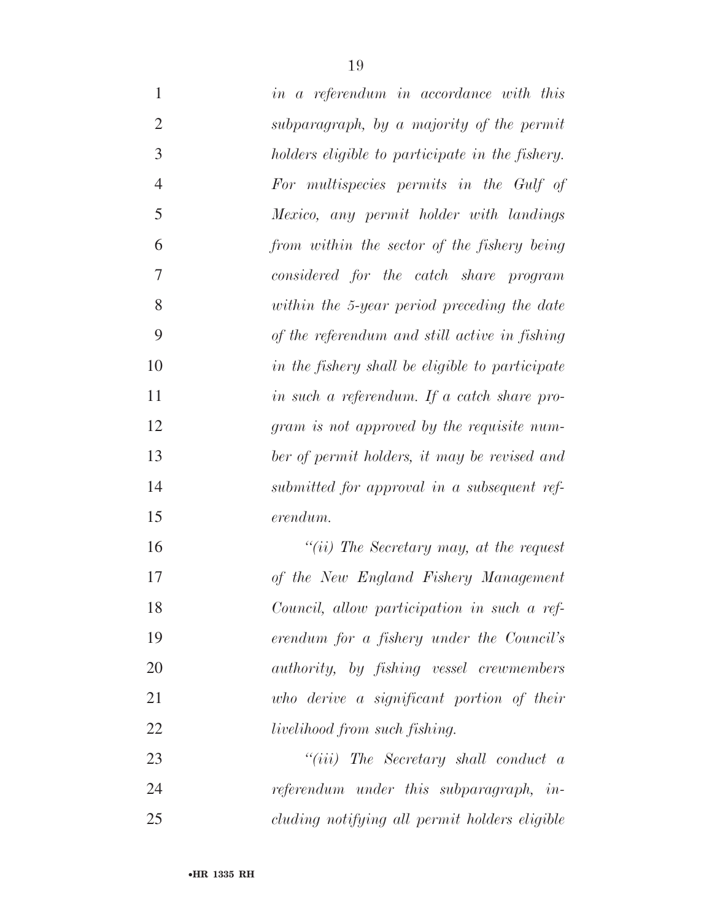*in a referendum in accordance with this subparagraph, by a majority of the permit holders eligible to participate in the fishery. For multispecies permits in the Gulf of Mexico, any permit holder with landings from within the sector of the fishery being considered for the catch share program within the 5-year period preceding the date of the referendum and still active in fishing in the fishery shall be eligible to participate in such a referendum. If a catch share program is not approved by the requisite number of permit holders, it may be revised and submitted for approval in a subsequent referendum.*

*''(ii) The Secretary may, at the request of the New England Fishery Management Council, allow participation in such a referendum for a fishery under the Council's authority, by fishing vessel crewmembers who derive a significant portion of their livelihood from such fishing.*

*''(iii) The Secretary shall conduct a referendum under this subparagraph, including notifying all permit holders eligible*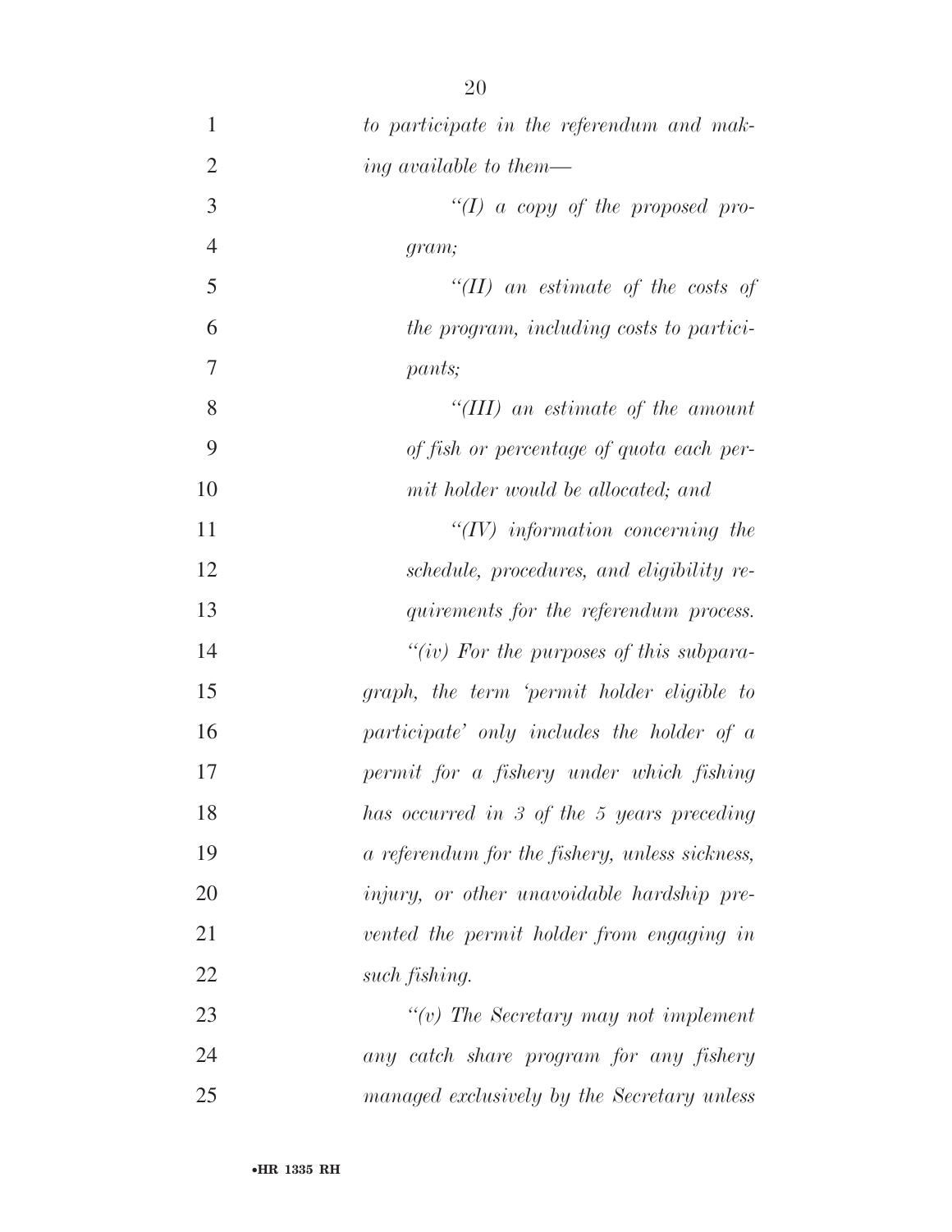*to participate in the referendum and making available to them—*

*"(I) a copy of the proposed program;*

*"(II) an estimate of the costs of the program, including costs to participants;*

*"(III) an estimate of the amount of fish or percentage of quota each permit holder would be allocated; and*

*"(IV) information concerning the schedule, procedures, and eligibility requirements for the referendum process.*

*"(iv) For the purposes of this subparagraph, the term 'permit holder eligible to participate' only includes the holder of a permit for a fishery under which fishing has occurred in 3 of the 5 years preceding a referendum for the fishery, unless sickness, injury, or other unavoidable hardship prevented the permit holder from engaging in such fishing.*

*"(v) The Secretary may not implement any catch share program for any fishery managed exclusively by the Secretary unless*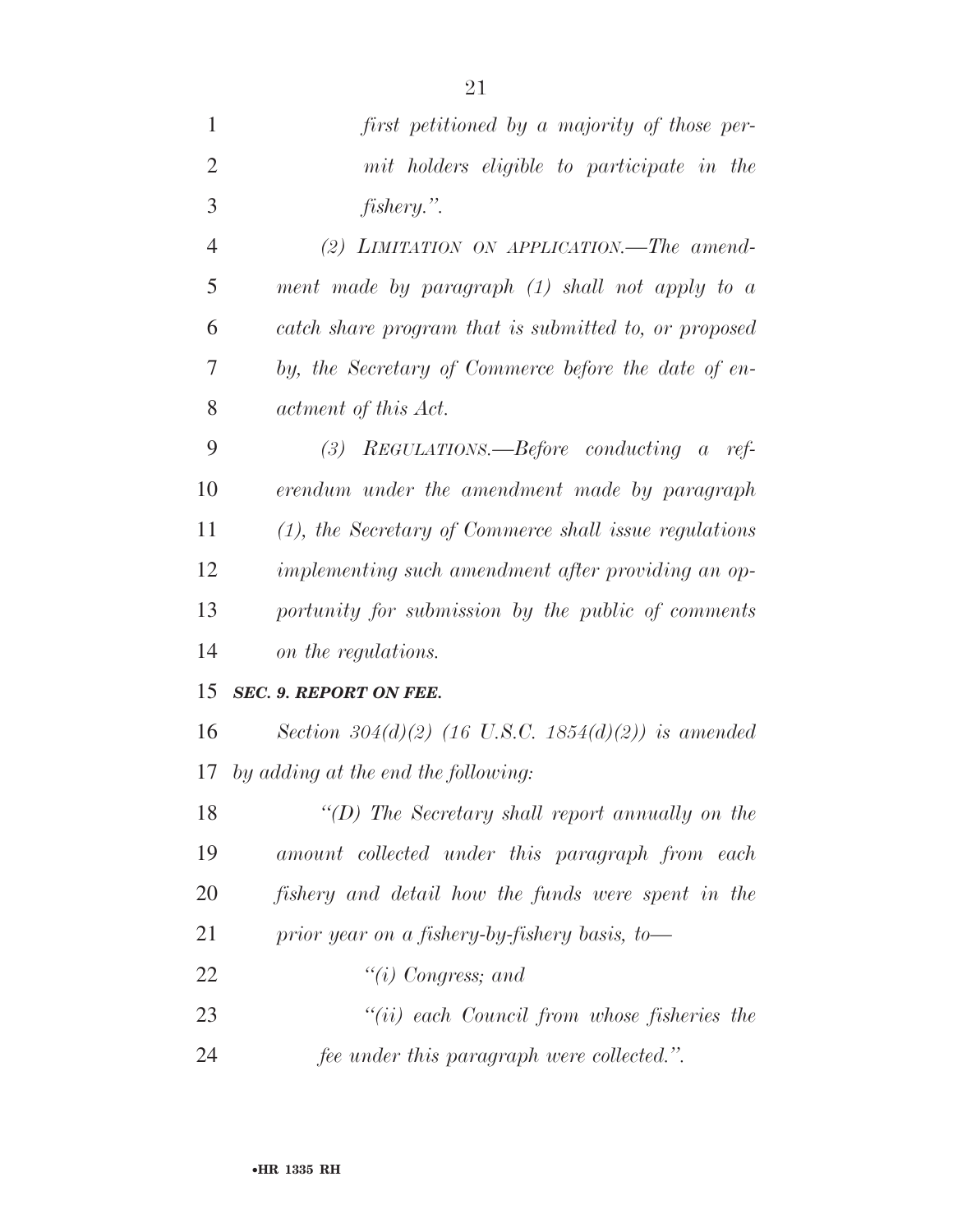*first petitioned by a majority of those permit holders eligible to participate in the fishery.".*

*(2) LIMITATION ON APPLICATION.—The amendment made by paragraph (1) shall not apply to a catch share program that is submitted to, or proposed by, the Secretary of Commerce before the date of enactment of this Act.*

*(3) REGULATIONS.—Before conducting a referendum under the amendment made by paragraph (1), the Secretary of Commerce shall issue regulations implementing such amendment after providing an opportunity for submission by the public of comments on the regulations.*

***SEC. 9. REPORT ON FEE.***

*Section 304(d)(2) (16 U.S.C. 1854(d)(2)) is amended by adding at the end the following:*

*"(D) The Secretary shall report annually on the amount collected under this paragraph from each fishery and detail how the funds were spent in the prior year on a fishery-by-fishery basis, to—*

*"(i) Congress; and*

*"(ii) each Council from whose fisheries the fee under this paragraph were collected.".*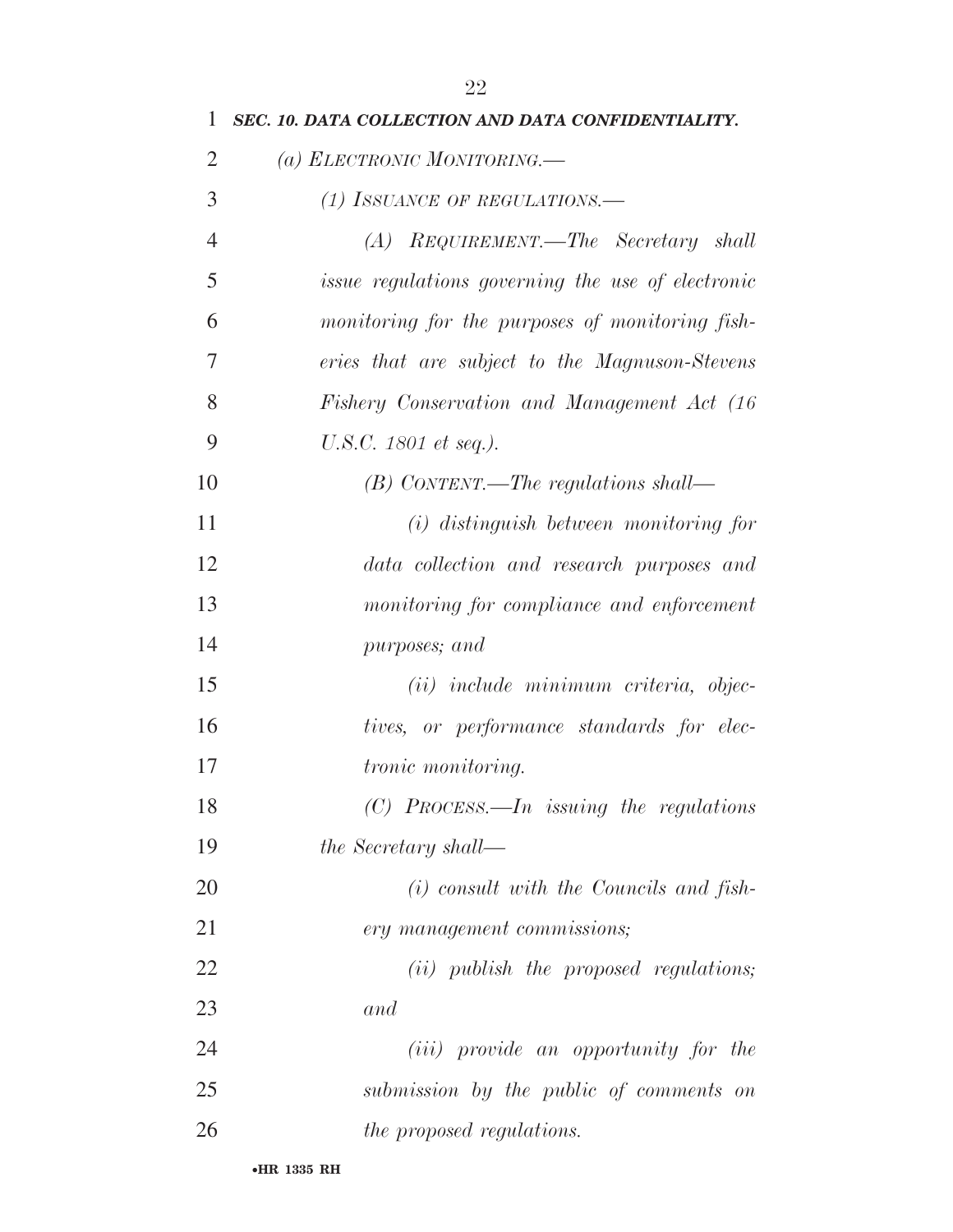***SEC. 10. DATA COLLECTION AND DATA CONFIDENTIALITY.***

*(a) ELECTRONIC MONITORING.—*

*(1) ISSUANCE OF REGULATIONS.—*

*(A) REQUIREMENT.—The Secretary shall issue regulations governing the use of electronic monitoring for the purposes of monitoring fisheries that are subject to the Magnuson-Stevens Fishery Conservation and Management Act (16 U.S.C. 1801 et seq.).*

*(B) CONTENT.—The regulations shall—*

*(i) distinguish between monitoring for data collection and research purposes and monitoring for compliance and enforcement purposes; and*

*(ii) include minimum criteria, objectives, or performance standards for electronic monitoring.*

*(C) PROCESS.—In issuing the regulations the Secretary shall—*

*(i) consult with the Councils and fishery management commissions;*

*(ii) publish the proposed regulations; and*

*(iii) provide an opportunity for the submission by the public of comments on the proposed regulations.*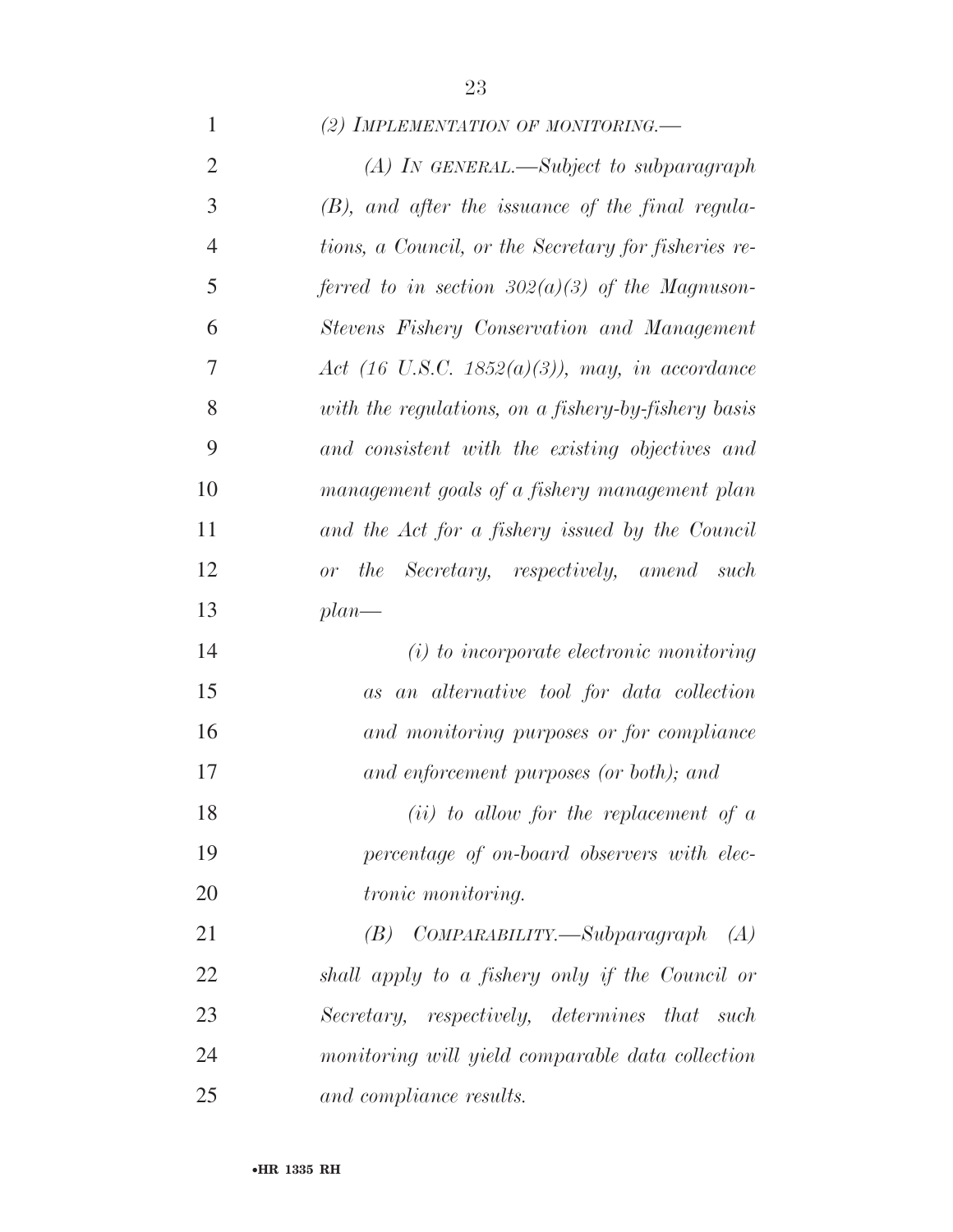*(2) IMPLEMENTATION OF MONITORING.—*

*(A) IN GENERAL.—Subject to subparagraph (B), and after the issuance of the final regulations, a Council, or the Secretary for fisheries referred to in section 302(a)(3) of the Magnuson-Stevens Fishery Conservation and Management Act (16 U.S.C. 1852(a)(3)), may, in accordance with the regulations, on a fishery-by-fishery basis and consistent with the existing objectives and management goals of a fishery management plan and the Act for a fishery issued by the Council or the Secretary, respectively, amend such plan—*

*(i) to incorporate electronic monitoring as an alternative tool for data collection and monitoring purposes or for compliance and enforcement purposes (or both); and*

*(ii) to allow for the replacement of a percentage of on-board observers with electronic monitoring.*

*(B) COMPARABILITY.—Subparagraph (A) shall apply to a fishery only if the Council or Secretary, respectively, determines that such monitoring will yield comparable data collection and compliance results.*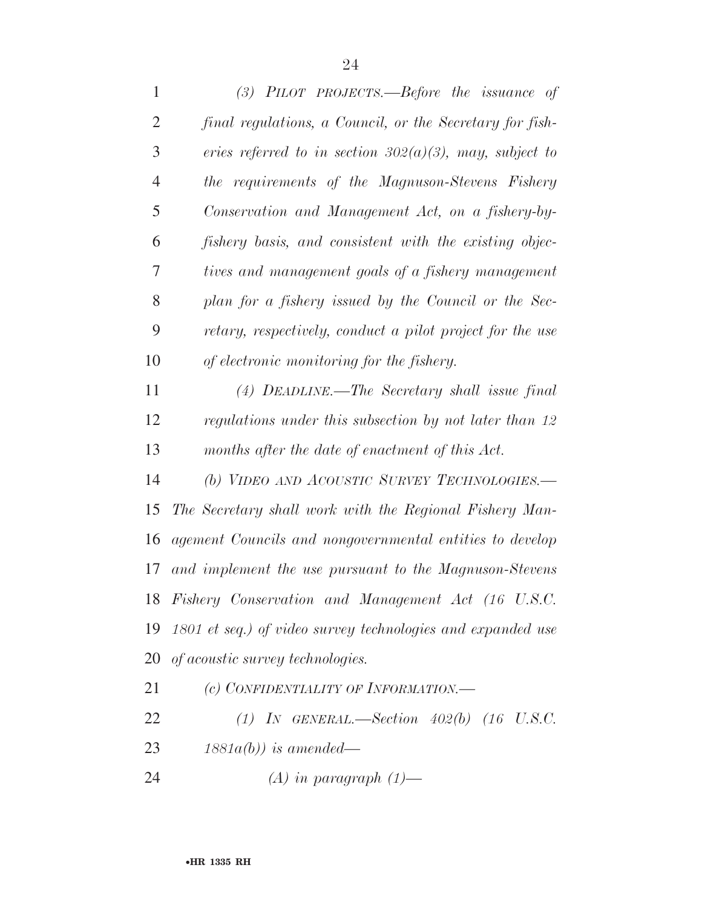*(3) PILOT PROJECTS.—Before the issuance of final regulations, a Council, or the Secretary for fisheries referred to in section 302(a)(3), may, subject to the requirements of the Magnuson-Stevens Fishery Conservation and Management Act, on a fishery-by-fishery basis, and consistent with the existing objectives and management goals of a fishery management plan for a fishery issued by the Council or the Secretary, respectively, conduct a pilot project for the use of electronic monitoring for the fishery.*

*(4) DEADLINE.—The Secretary shall issue final regulations under this subsection by not later than 12 months after the date of enactment of this Act.*

*(b) VIDEO AND ACOUSTIC SURVEY TECHNOLOGIES.—The Secretary shall work with the Regional Fishery Management Councils and nongovernmental entities to develop and implement the use pursuant to the Magnuson-Stevens Fishery Conservation and Management Act (16 U.S.C. 1801 et seq.) of video survey technologies and expanded use of acoustic survey technologies.*

*(c) CONFIDENTIALITY OF INFORMATION.—*

*(1) IN GENERAL.—Section 402(b) (16 U.S.C. 1881a(b)) is amended—*

*(A) in paragraph (1)—*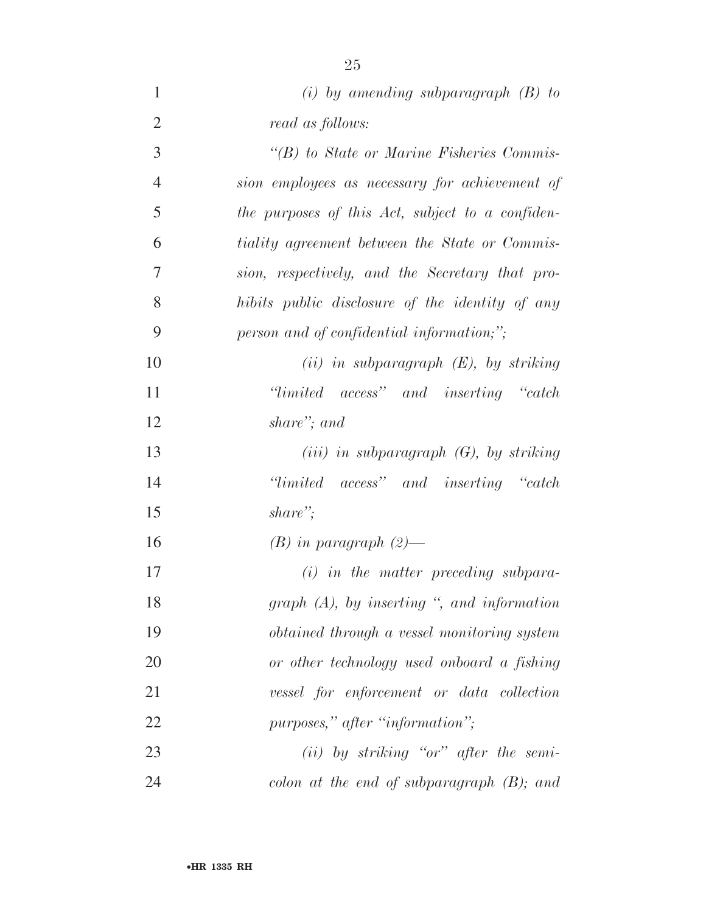*(i) by amending subparagraph (B) to read as follows:*

*"(B) to State or Marine Fisheries Commission employees as necessary for achievement of the purposes of this Act, subject to a confidentiality agreement between the State or Commission, respectively, and the Secretary that prohibits public disclosure of the identity of any person and of confidential information;";*

*(ii) in subparagraph (E), by striking "limited access" and inserting "catch share"; and*

*(iii) in subparagraph (G), by striking "limited access" and inserting "catch share";*

*(B) in paragraph (2)—*

*(i) in the matter preceding subparagraph (A), by inserting ", and information obtained through a vessel monitoring system or other technology used onboard a fishing vessel for enforcement or data collection purposes," after "information";*

*(ii) by striking "or" after the semicolon at the end of subparagraph (B); and*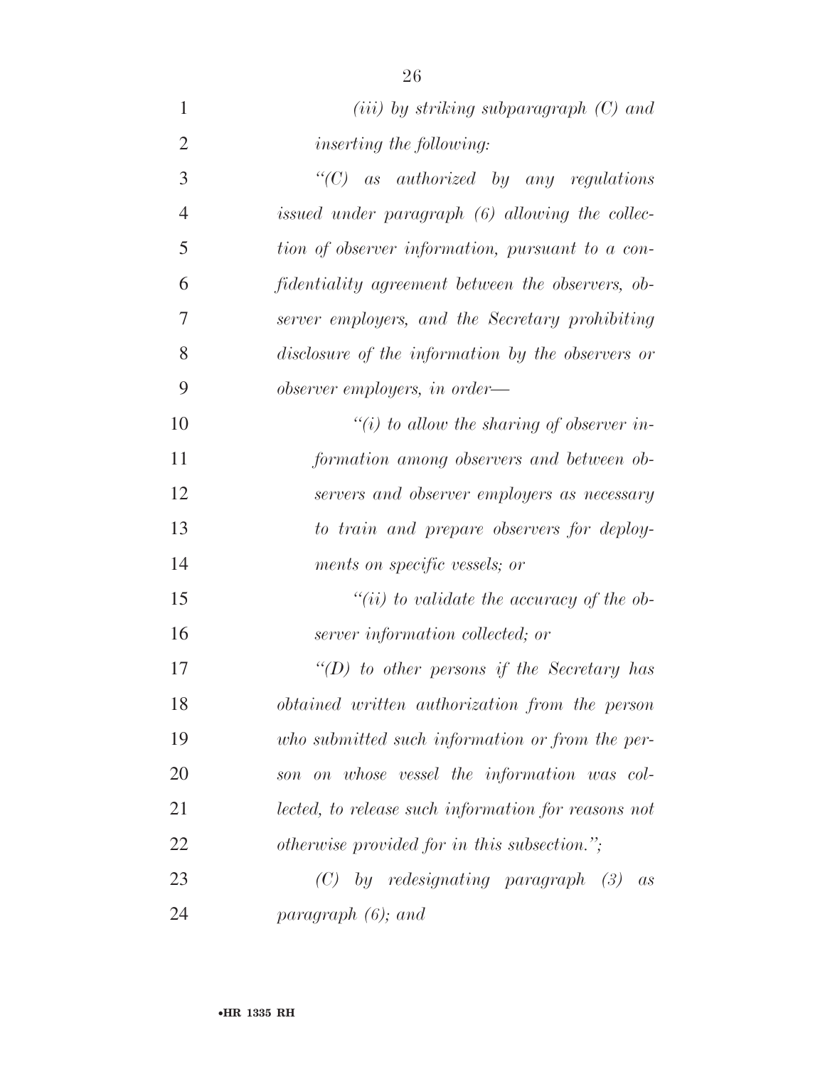*(iii) by striking subparagraph (C) and inserting the following:*

*"(C) as authorized by any regulations issued under paragraph (6) allowing the collection of observer information, pursuant to a confidentiality agreement between the observers, observer employers, and the Secretary prohibiting disclosure of the information by the observers or observer employers, in order—*

*"(i) to allow the sharing of observer information among observers and between observers and observer employers as necessary to train and prepare observers for deployments on specific vessels; or*

*"(ii) to validate the accuracy of the observer information collected; or*

*"(D) to other persons if the Secretary has obtained written authorization from the person who submitted such information or from the person on whose vessel the information was collected, to release such information for reasons not otherwise provided for in this subsection.";*

*(C) by redesignating paragraph (3) as paragraph (6); and*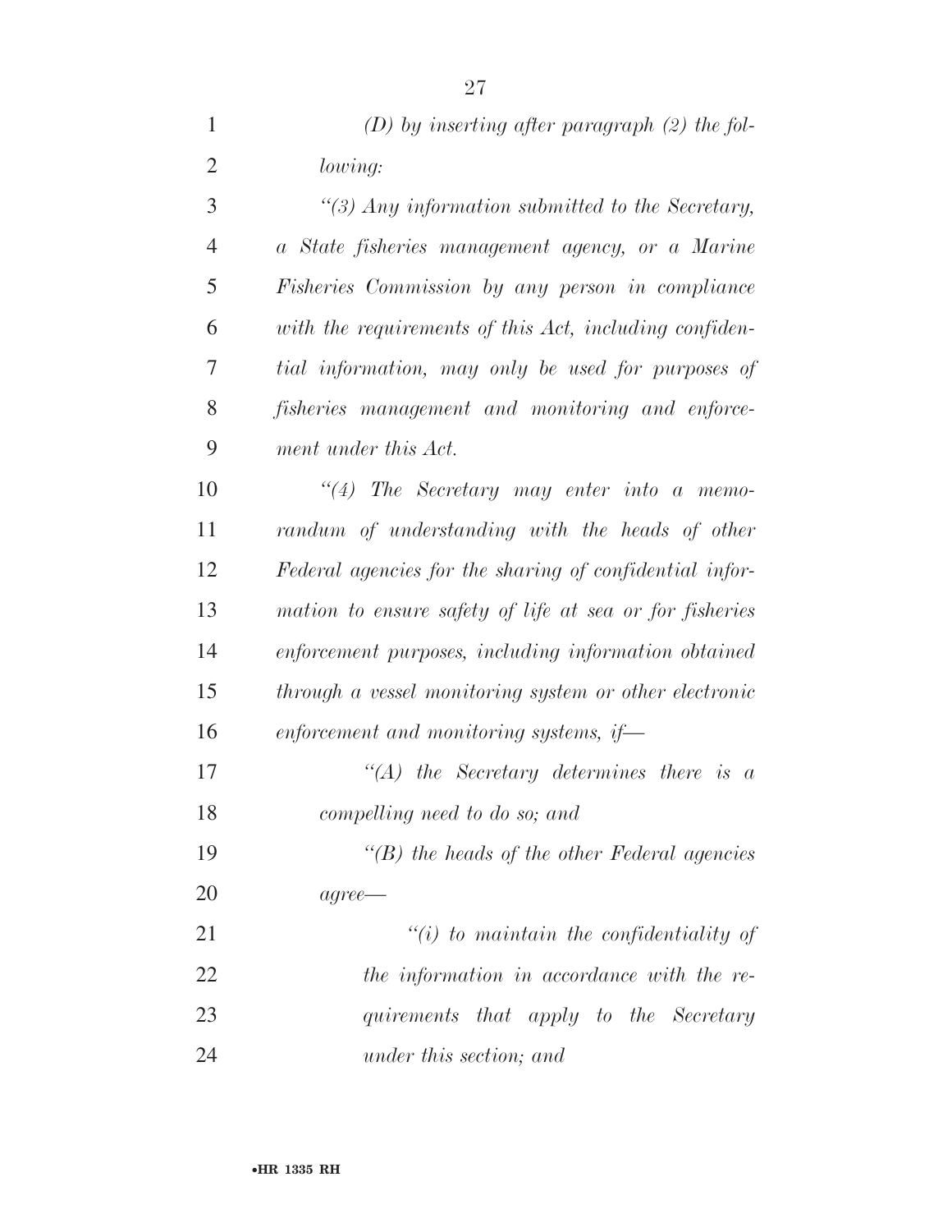*(D) by inserting after paragraph (2) the following:*

*"(3) Any information submitted to the Secretary, a State fisheries management agency, or a Marine Fisheries Commission by any person in compliance with the requirements of this Act, including confidential information, may only be used for purposes of fisheries management and monitoring and enforcement under this Act.*

*"(4) The Secretary may enter into a memorandum of understanding with the heads of other Federal agencies for the sharing of confidential information to ensure safety of life at sea or for fisheries enforcement purposes, including information obtained through a vessel monitoring system or other electronic enforcement and monitoring systems, if—*

*"(A) the Secretary determines there is a compelling need to do so; and*

*"(B) the heads of the other Federal agencies agree—*

*"(i) to maintain the confidentiality of the information in accordance with the requirements that apply to the Secretary under this section; and*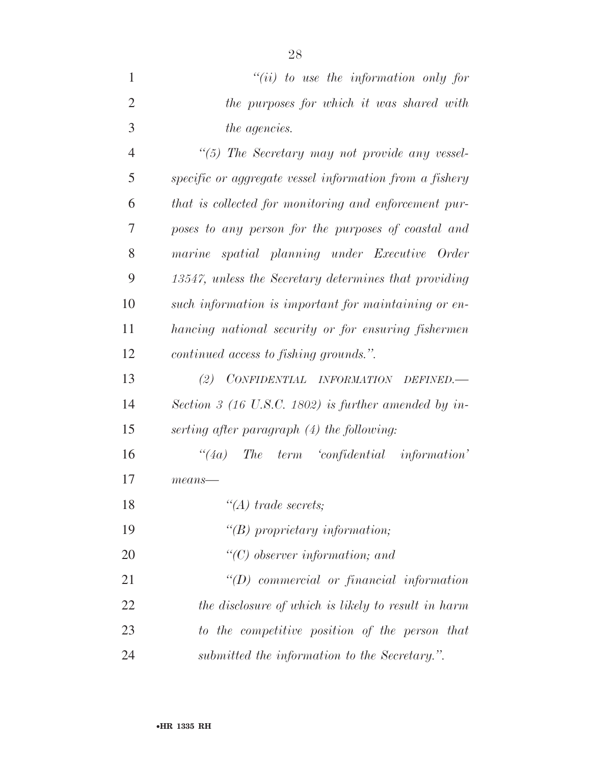*"(ii) to use the information only for the purposes for which it was shared with the agencies.*

*"(5) The Secretary may not provide any vessel-specific or aggregate vessel information from a fishery that is collected for monitoring and enforcement purposes to any person for the purposes of coastal and marine spatial planning under Executive Order 13547, unless the Secretary determines that providing such information is important for maintaining or enhancing national security or for ensuring fishermen continued access to fishing grounds.".*

*(2) CONFIDENTIAL INFORMATION DEFINED.—Section 3 (16 U.S.C. 1802) is further amended by inserting after paragraph (4) the following:*

*"(4a) The term 'confidential information' means—*

*"(A) trade secrets;*

*"(B) proprietary information;*

*"(C) observer information; and*

*"(D) commercial or financial information the disclosure of which is likely to result in harm to the competitive position of the person that submitted the information to the Secretary.".*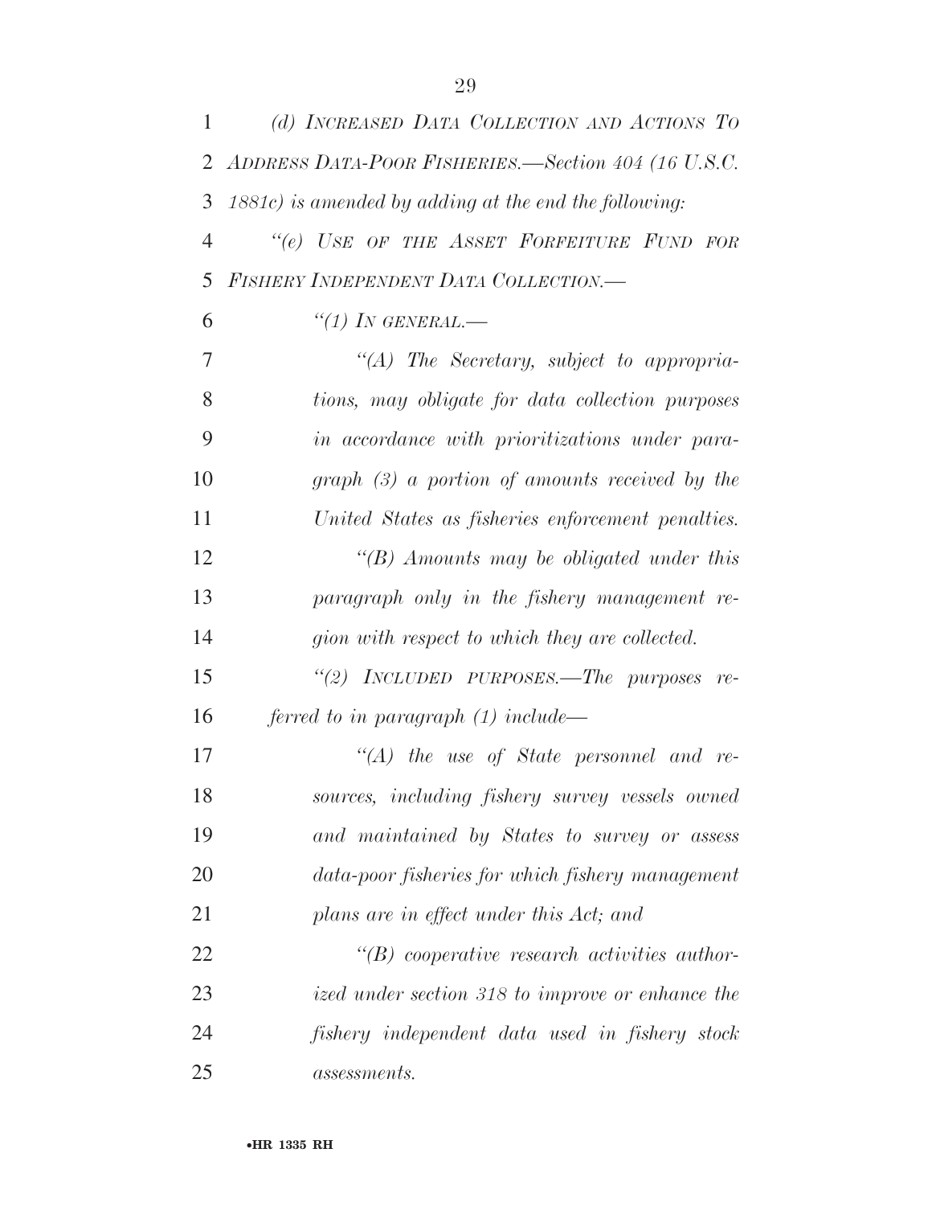*(d) INCREASED DATA COLLECTION AND ACTIONS TO ADDRESS DATA-POOR FISHERIES.—Section 404 (16 U.S.C. 1881c) is amended by adding at the end the following:*

*"(e) USE OF THE ASSET FORFEITURE FUND FOR FISHERY INDEPENDENT DATA COLLECTION.—*

*"(1) IN GENERAL.—*

*"(A) The Secretary, subject to appropriations, may obligate for data collection purposes in accordance with prioritizations under paragraph (3) a portion of amounts received by the United States as fisheries enforcement penalties.*

*"(B) Amounts may be obligated under this paragraph only in the fishery management region with respect to which they are collected.*

*"(2) INCLUDED PURPOSES.—The purposes referred to in paragraph (1) include—*

*"(A) the use of State personnel and resources, including fishery survey vessels owned and maintained by States to survey or assess data-poor fisheries for which fishery management plans are in effect under this Act; and*

*"(B) cooperative research activities authorized under section 318 to improve or enhance the fishery independent data used in fishery stock assessments.*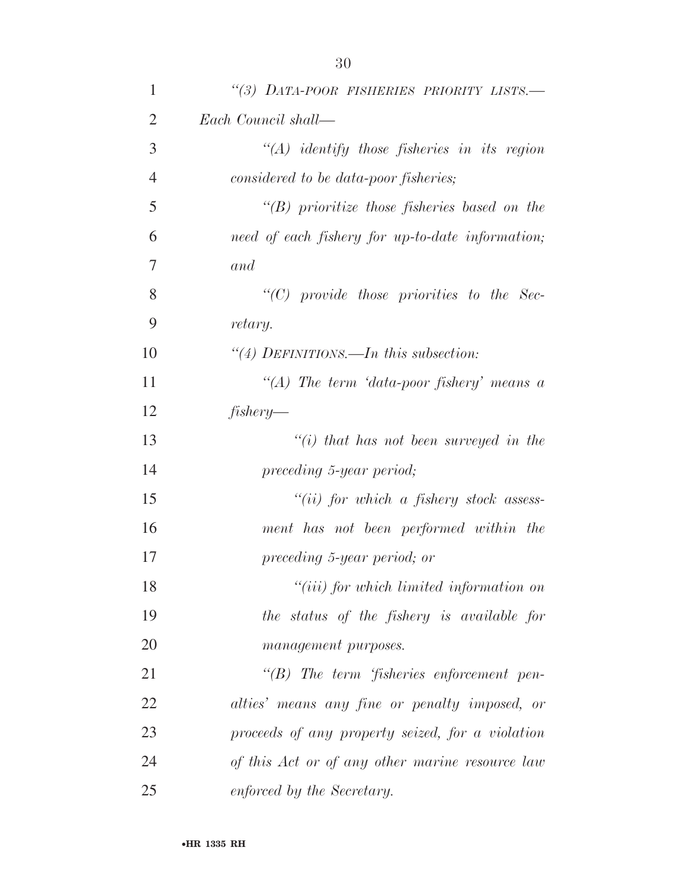*"(3) DATA-POOR FISHERIES PRIORITY LISTS.—Each Council shall—*

*"(A) identify those fisheries in its region considered to be data-poor fisheries;*

*"(B) prioritize those fisheries based on the need of each fishery for up-to-date information; and*

*"(C) provide those priorities to the Secretary.*

*"(4) DEFINITIONS.—In this subsection:*

*"(A) The term 'data-poor fishery' means a fishery—*

*"(i) that has not been surveyed in the preceding 5-year period;*

*"(ii) for which a fishery stock assessment has not been performed within the preceding 5-year period; or*

*"(iii) for which limited information on the status of the fishery is available for management purposes.*

*"(B) The term 'fisheries enforcement penalties' means any fine or penalty imposed, or proceeds of any property seized, for a violation of this Act or of any other marine resource law enforced by the Secretary.*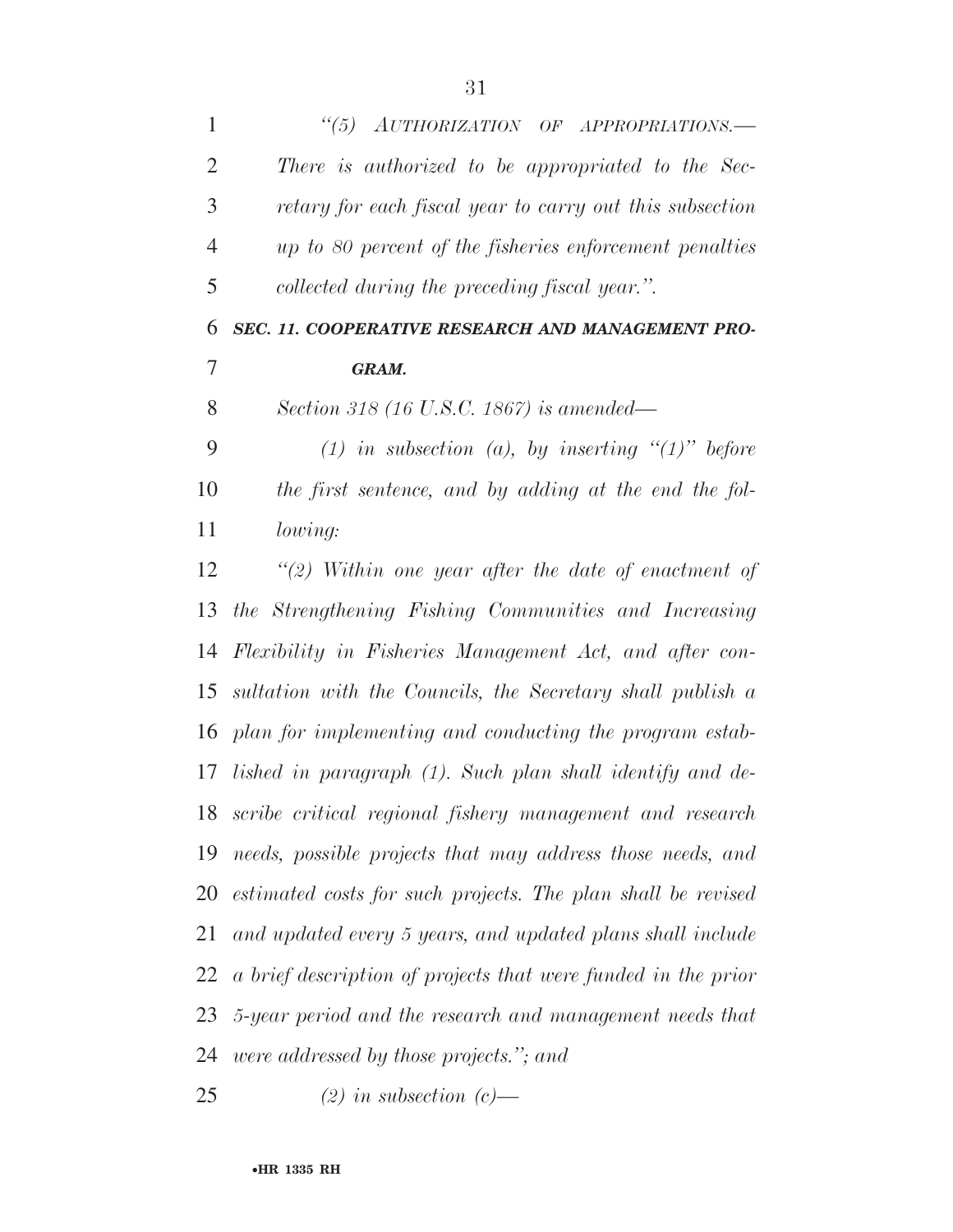*"(5) AUTHORIZATION OF APPROPRIATIONS.— There is authorized to be appropriated to the Secretary for each fiscal year to carry out this subsection up to 80 percent of the fisheries enforcement penalties collected during the preceding fiscal year.".*

***SEC. 11. COOPERATIVE RESEARCH AND MANAGEMENT PROGRAM.***

*Section 318 (16 U.S.C. 1867) is amended—*

*(1) in subsection (a), by inserting "(1)" before the first sentence, and by adding at the end the following:*

*"(2) Within one year after the date of enactment of the Strengthening Fishing Communities and Increasing Flexibility in Fisheries Management Act, and after consultation with the Councils, the Secretary shall publish a plan for implementing and conducting the program established in paragraph (1). Such plan shall identify and describe critical regional fishery management and research needs, possible projects that may address those needs, and estimated costs for such projects. The plan shall be revised and updated every 5 years, and updated plans shall include a brief description of projects that were funded in the prior 5-year period and the research and management needs that were addressed by those projects."; and*

*(2) in subsection (c)—*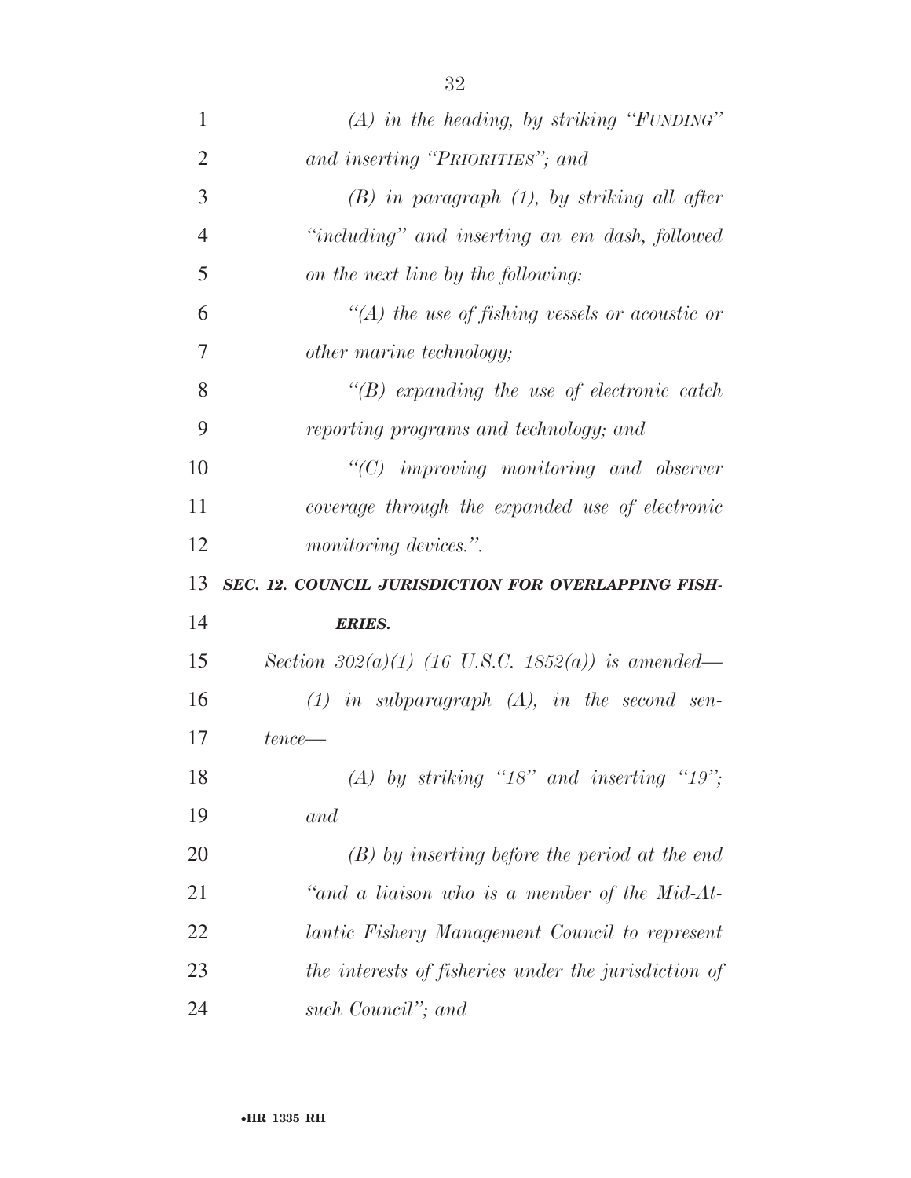*(A) in the heading, by striking "FUNDING" and inserting "PRIORITIES"; and*

*(B) in paragraph (1), by striking all after "including" and inserting an em dash, followed on the next line by the following:*

*"(A) the use of fishing vessels or acoustic or other marine technology;*

*"(B) expanding the use of electronic catch reporting programs and technology; and*

*"(C) improving monitoring and observer coverage through the expanded use of electronic monitoring devices.".*

***SEC. 12. COUNCIL JURISDICTION FOR OVERLAPPING FISHERIES.***

*Section 302(a)(1) (16 U.S.C. 1852(a)) is amended—*

*(1) in subparagraph (A), in the second sentence—*

*(A) by striking "18" and inserting "19"; and*

*(B) by inserting before the period at the end "and a liaison who is a member of the Mid-Atlantic Fishery Management Council to represent the interests of fisheries under the jurisdiction of such Council"; and*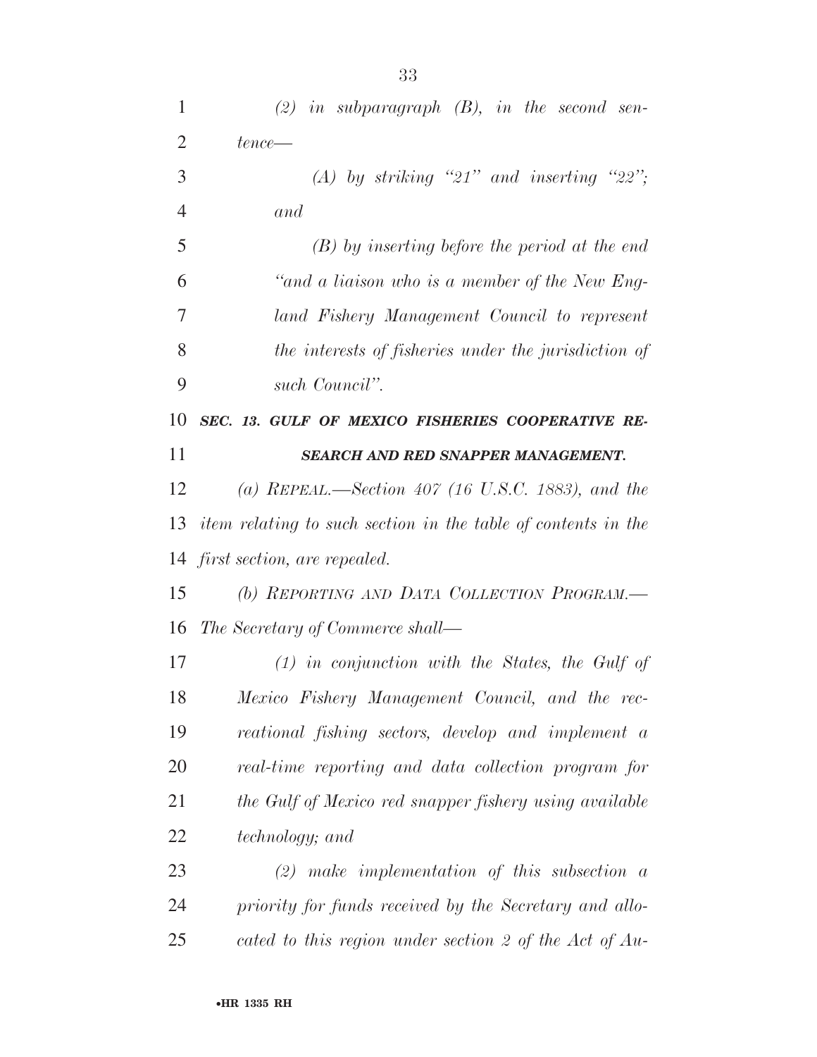*(2) in subparagraph (B), in the second sentence—*

*(A) by striking "21" and inserting "22"; and*

*(B) by inserting before the period at the end "and a liaison who is a member of the New England Fishery Management Council to represent the interests of fisheries under the jurisdiction of such Council".*

***SEC. 13. GULF OF MEXICO FISHERIES COOPERATIVE RESEARCH AND RED SNAPPER MANAGEMENT.***

*(a) REPEAL.—Section 407 (16 U.S.C. 1883), and the item relating to such section in the table of contents in the first section, are repealed.*

*(b) REPORTING AND DATA COLLECTION PROGRAM.—The Secretary of Commerce shall—*

*(1) in conjunction with the States, the Gulf of Mexico Fishery Management Council, and the recreational fishing sectors, develop and implement a real-time reporting and data collection program for the Gulf of Mexico red snapper fishery using available technology; and*

*(2) make implementation of this subsection a priority for funds received by the Secretary and allocated to this region under section 2 of the Act of Au-*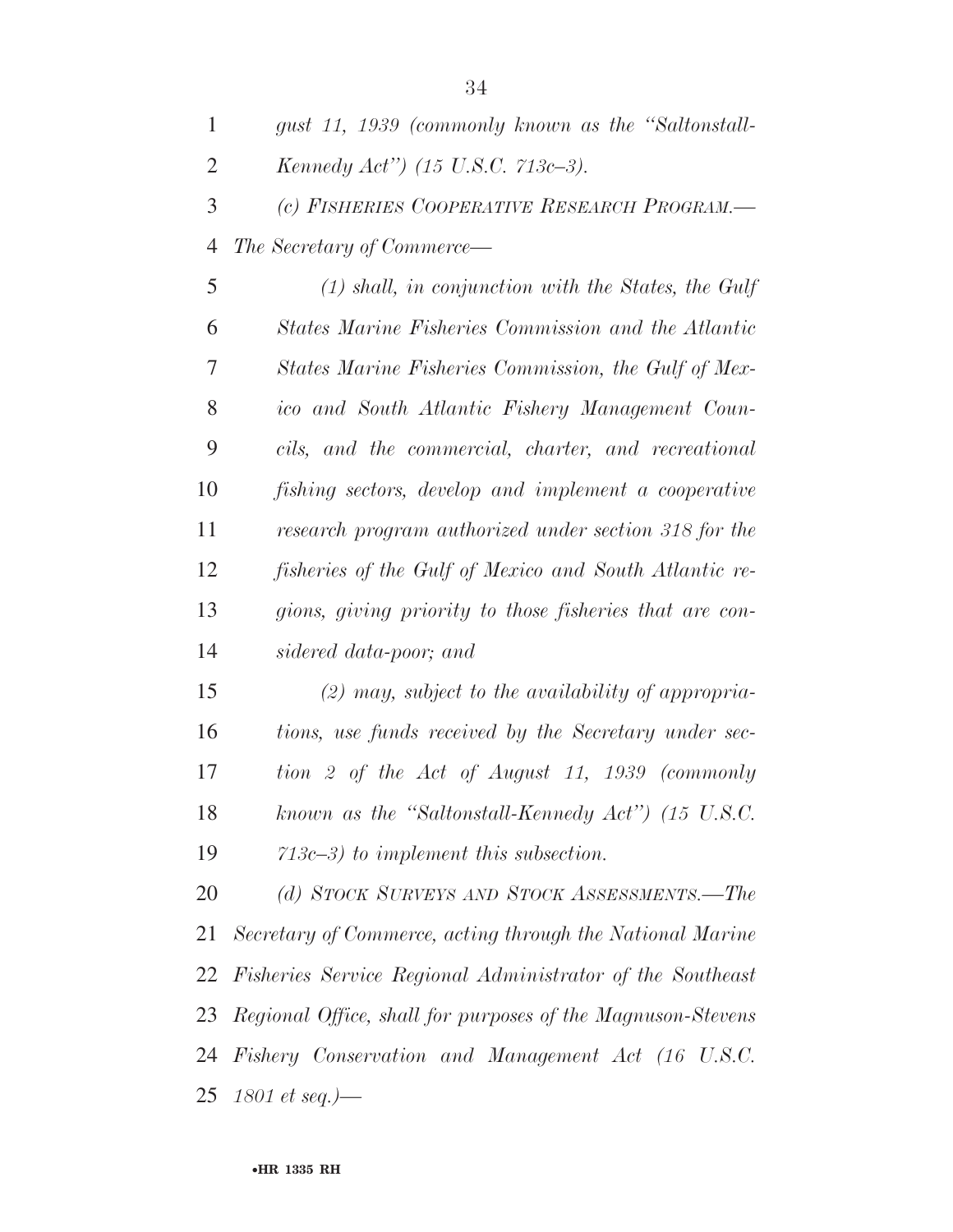*gust 11, 1939 (commonly known as the "Saltonstall-Kennedy Act") (15 U.S.C. 713c–3).*

*(c) FISHERIES COOPERATIVE RESEARCH PROGRAM.—The Secretary of Commerce—*

*(1) shall, in conjunction with the States, the Gulf States Marine Fisheries Commission and the Atlantic States Marine Fisheries Commission, the Gulf of Mexico and South Atlantic Fishery Management Councils, and the commercial, charter, and recreational fishing sectors, develop and implement a cooperative research program authorized under section 318 for the fisheries of the Gulf of Mexico and South Atlantic regions, giving priority to those fisheries that are considered data-poor; and*

*(2) may, subject to the availability of appropriations, use funds received by the Secretary under section 2 of the Act of August 11, 1939 (commonly known as the "Saltonstall-Kennedy Act") (15 U.S.C. 713c–3) to implement this subsection.*

*(d) STOCK SURVEYS AND STOCK ASSESSMENTS.—The Secretary of Commerce, acting through the National Marine Fisheries Service Regional Administrator of the Southeast Regional Office, shall for purposes of the Magnuson-Stevens Fishery Conservation and Management Act (16 U.S.C. 1801 et seq.)—*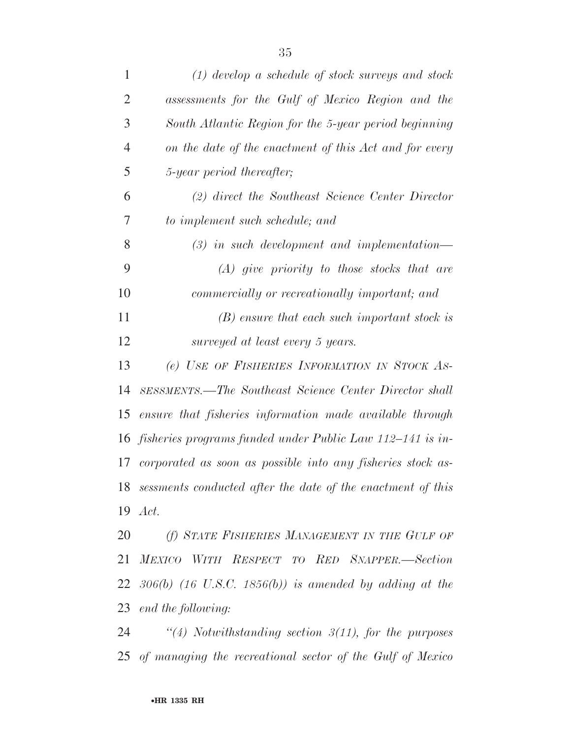*(1) develop a schedule of stock surveys and stock assessments for the Gulf of Mexico Region and the South Atlantic Region for the 5-year period beginning on the date of the enactment of this Act and for every 5-year period thereafter;*

*(2) direct the Southeast Science Center Director to implement such schedule; and*

*(3) in such development and implementation—*

*(A) give priority to those stocks that are commercially or recreationally important; and*

*(B) ensure that each such important stock is surveyed at least every 5 years.*

*(e) USE OF FISHERIES INFORMATION IN STOCK ASSESSMENTS.—The Southeast Science Center Director shall ensure that fisheries information made available through fisheries programs funded under Public Law 112–141 is incorporated as soon as possible into any fisheries stock assessments conducted after the date of the enactment of this Act.*

*(f) STATE FISHERIES MANAGEMENT IN THE GULF OF MEXICO WITH RESPECT TO RED SNAPPER.—Section 306(b) (16 U.S.C. 1856(b)) is amended by adding at the end the following:*

*"(4) Notwithstanding section 3(11), for the purposes of managing the recreational sector of the Gulf of Mexico*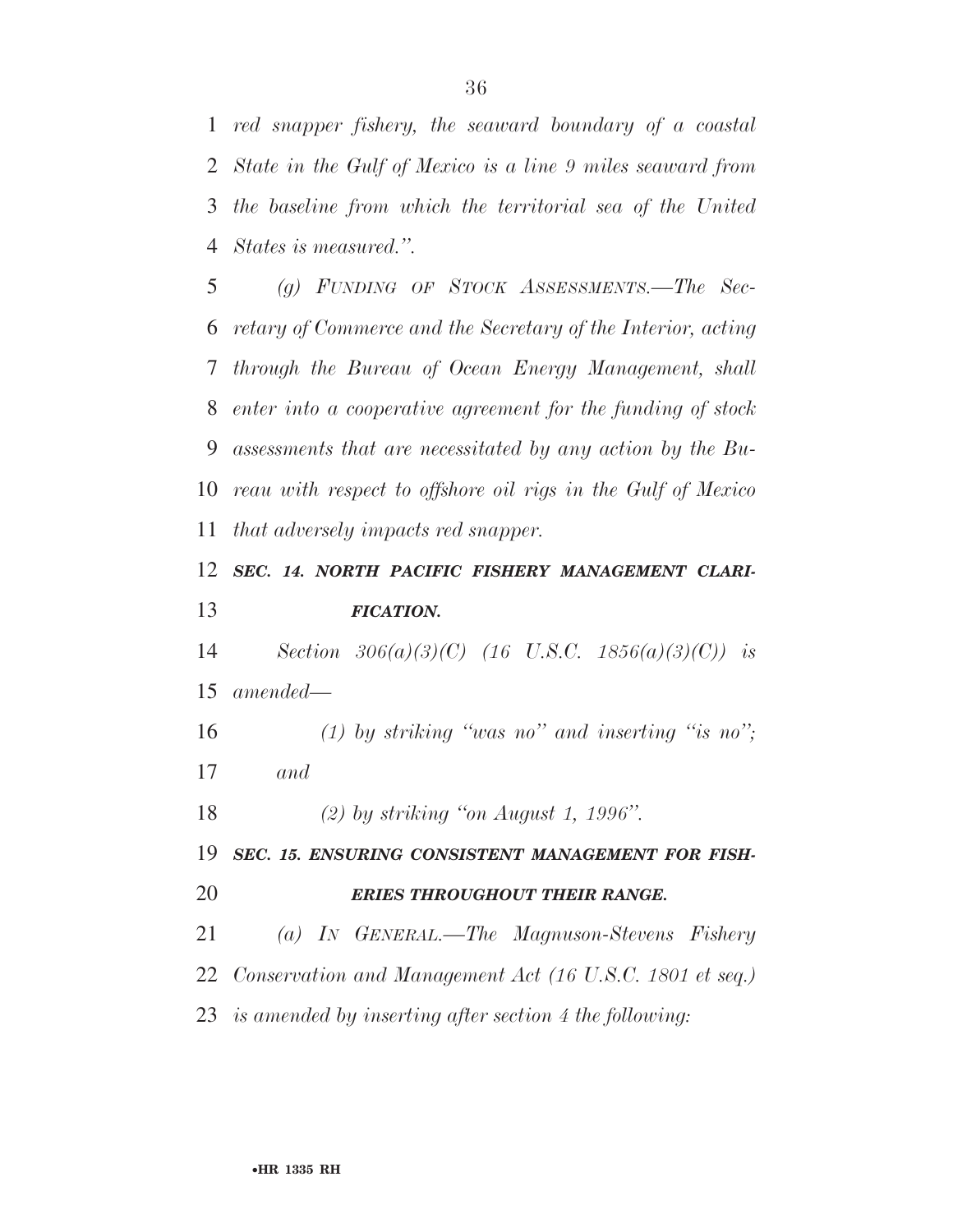*red snapper fishery, the seaward boundary of a coastal State in the Gulf of Mexico is a line 9 miles seaward from the baseline from which the territorial sea of the United States is measured.''.*

*(g) FUNDING OF STOCK ASSESSMENTS.—The Secretary of Commerce and the Secretary of the Interior, acting through the Bureau of Ocean Energy Management, shall enter into a cooperative agreement for the funding of stock assessments that are necessitated by any action by the Bureau with respect to offshore oil rigs in the Gulf of Mexico that adversely impacts red snapper.*

***SEC. 14. NORTH PACIFIC FISHERY MANAGEMENT CLARIFICATION.***

*Section 306(a)(3)(C) (16 U.S.C. 1856(a)(3)(C)) is amended—*

*(1) by striking ''was no'' and inserting ''is no''; and*

*(2) by striking ''on August 1, 1996''.*

***SEC. 15. ENSURING CONSISTENT MANAGEMENT FOR FISHERIES THROUGHOUT THEIR RANGE.***

*(a) IN GENERAL.—The Magnuson-Stevens Fishery Conservation and Management Act (16 U.S.C. 1801 et seq.) is amended by inserting after section 4 the following:*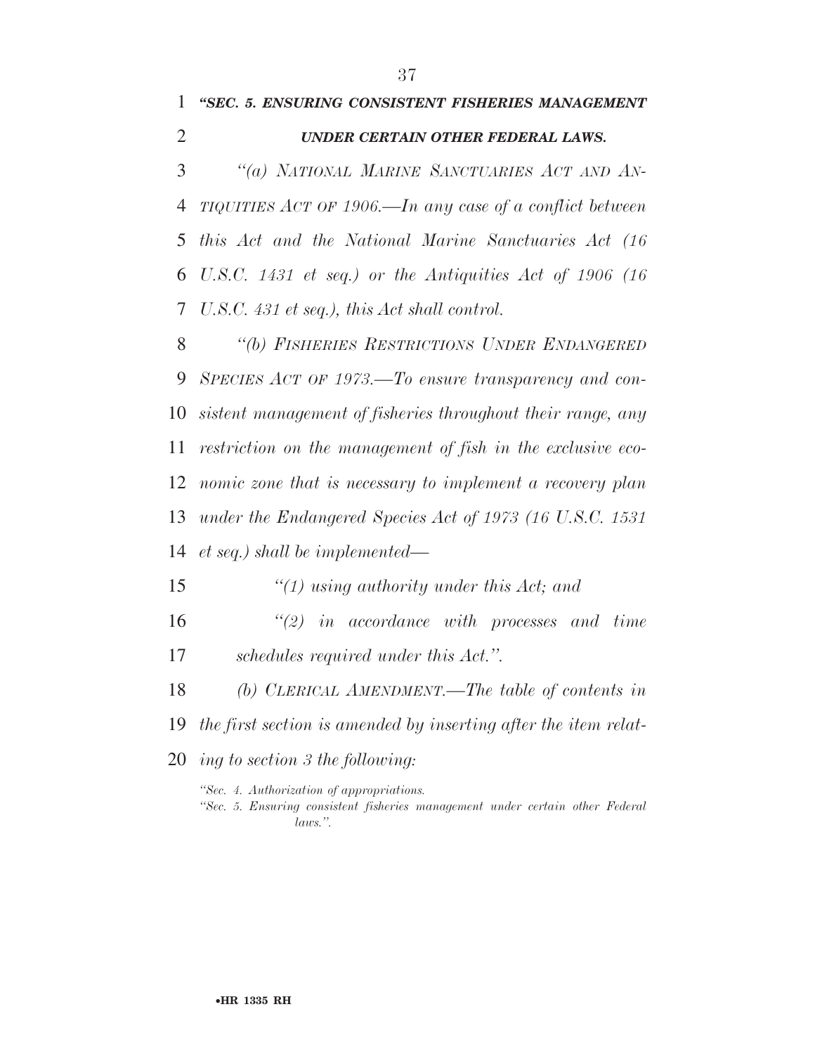***"SEC. 5. ENSURING CONSISTENT FISHERIES MANAGEMENT UNDER CERTAIN OTHER FEDERAL LAWS.***

*"(a) NATIONAL MARINE SANCTUARIES ACT AND ANTIQUITIES ACT OF 1906.—In any case of a conflict between this Act and the National Marine Sanctuaries Act (16 U.S.C. 1431 et seq.) or the Antiquities Act of 1906 (16 U.S.C. 431 et seq.), this Act shall control.*

*"(b) FISHERIES RESTRICTIONS UNDER ENDANGERED SPECIES ACT OF 1973.—To ensure transparency and consistent management of fisheries throughout their range, any restriction on the management of fish in the exclusive economic zone that is necessary to implement a recovery plan under the Endangered Species Act of 1973 (16 U.S.C. 1531 et seq.) shall be implemented—*

*"(1) using authority under this Act; and*

*"(2) in accordance with processes and time schedules required under this Act.".*

*(b) CLERICAL AMENDMENT.—The table of contents in the first section is amended by inserting after the item relating to section 3 the following:*

*"Sec. 4. Authorization of appropriations.*
*"Sec. 5. Ensuring consistent fisheries management under certain other Federal laws.".*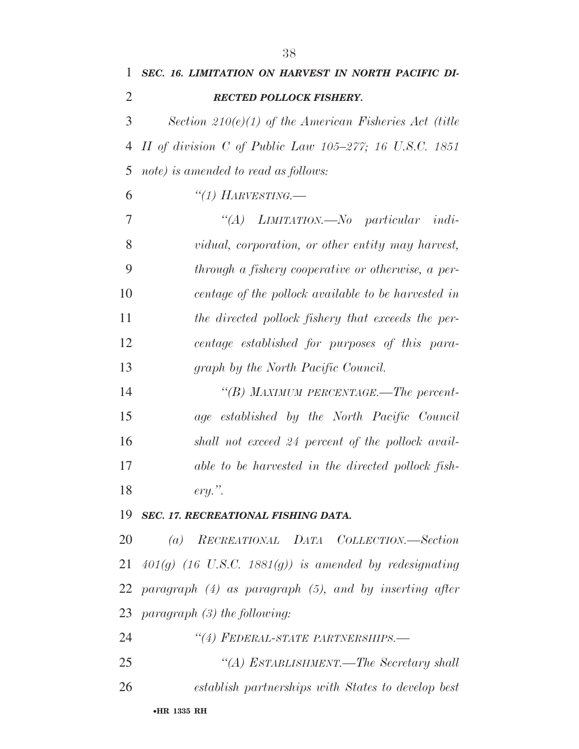***SEC. 16. LIMITATION ON HARVEST IN NORTH PACIFIC DIRECTED POLLOCK FISHERY.***

*Section 210(e)(1) of the American Fisheries Act (title II of division C of Public Law 105–277; 16 U.S.C. 1851 note) is amended to read as follows:*

*“(1) HARVESTING.—*

*“(A) LIMITATION.—No particular individual, corporation, or other entity may harvest, through a fishery cooperative or otherwise, a percentage of the pollock available to be harvested in the directed pollock fishery that exceeds the percentage established for purposes of this paragraph by the North Pacific Council.*

*“(B) MAXIMUM PERCENTAGE.—The percentage established by the North Pacific Council shall not exceed 24 percent of the pollock available to be harvested in the directed pollock fishery.”.*

***SEC. 17. RECREATIONAL FISHING DATA.***

*(a) RECREATIONAL DATA COLLECTION.—Section 401(g) (16 U.S.C. 1881(g)) is amended by redesignating paragraph (4) as paragraph (5), and by inserting after paragraph (3) the following:*

*“(4) FEDERAL-STATE PARTNERSHIPS.—*

*“(A) ESTABLISHMENT.—The Secretary shall establish partnerships with States to develop best*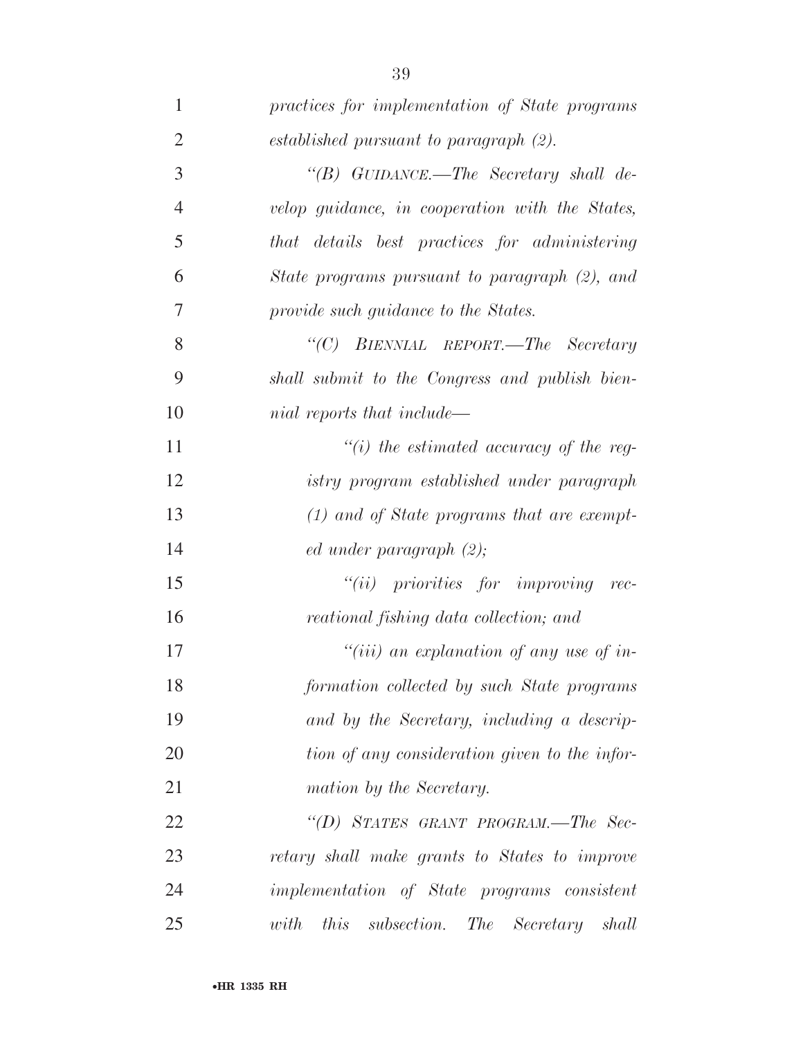*practices for implementation of State programs established pursuant to paragraph (2).*

*"(B) GUIDANCE.—The Secretary shall develop guidance, in cooperation with the States, that details best practices for administering State programs pursuant to paragraph (2), and provide such guidance to the States.*

*"(C) BIENNIAL REPORT.—The Secretary shall submit to the Congress and publish biennial reports that include—*

*"(i) the estimated accuracy of the registry program established under paragraph (1) and of State programs that are exempted under paragraph (2);*

*"(ii) priorities for improving recreational fishing data collection; and*

*"(iii) an explanation of any use of information collected by such State programs and by the Secretary, including a description of any consideration given to the information by the Secretary.*

*"(D) STATES GRANT PROGRAM.—The Secretary shall make grants to States to improve implementation of State programs consistent with this subsection. The Secretary shall*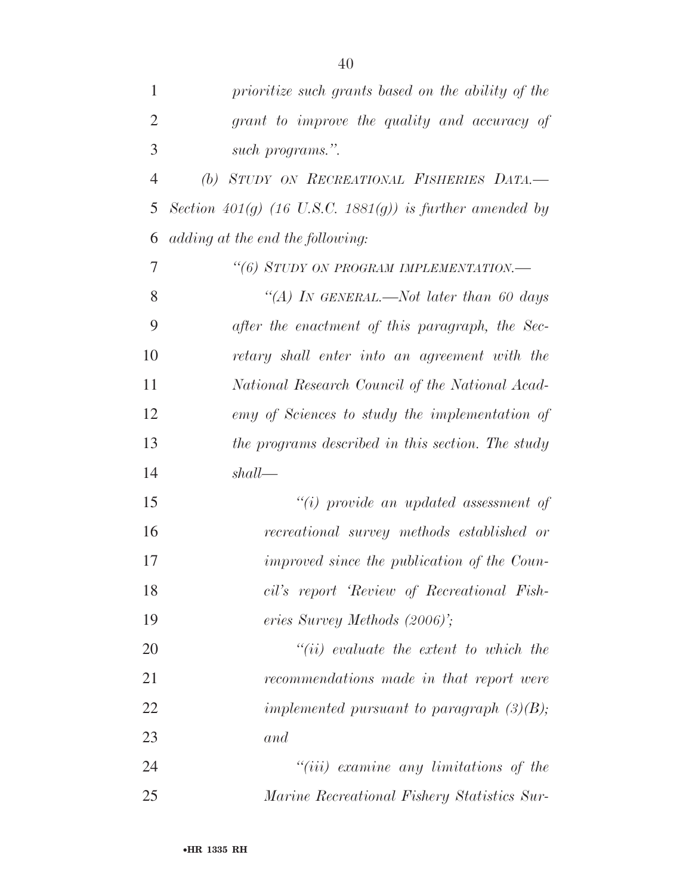*prioritize such grants based on the ability of the grant to improve the quality and accuracy of such programs.".*

*(b) STUDY ON RECREATIONAL FISHERIES DATA.—Section 401(g) (16 U.S.C. 1881(g)) is further amended by adding at the end the following:*

*"(6) STUDY ON PROGRAM IMPLEMENTATION.—*

*"(A) IN GENERAL.—Not later than 60 days after the enactment of this paragraph, the Secretary shall enter into an agreement with the National Research Council of the National Academy of Sciences to study the implementation of the programs described in this section. The study shall—*

*"(i) provide an updated assessment of recreational survey methods established or improved since the publication of the Council's report 'Review of Recreational Fisheries Survey Methods (2006)';*

*"(ii) evaluate the extent to which the recommendations made in that report were implemented pursuant to paragraph (3)(B); and*

*"(iii) examine any limitations of the Marine Recreational Fishery Statistics Sur-*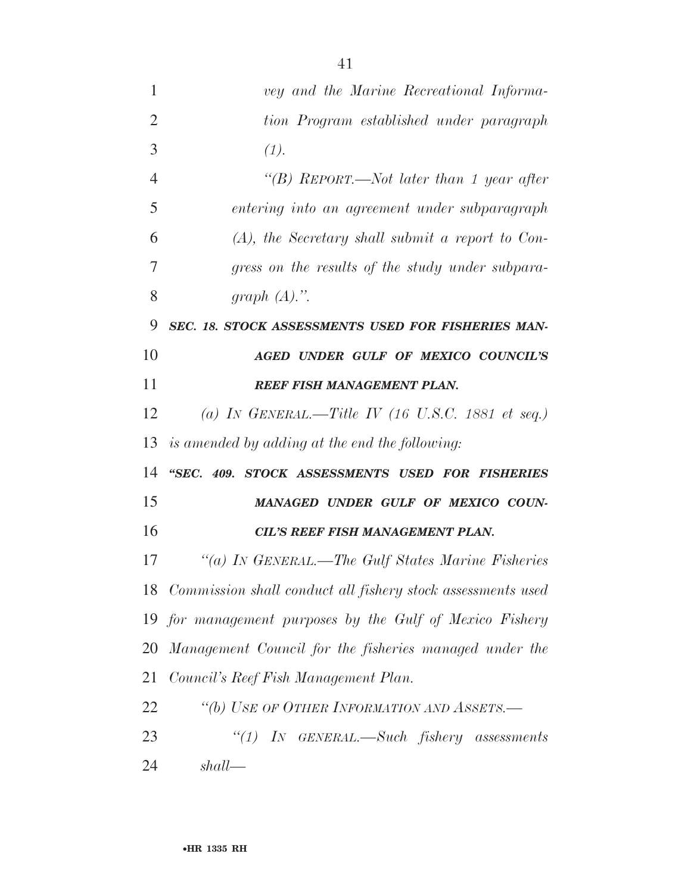*vey and the Marine Recreational Information Program established under paragraph (1).*

*"(B) REPORT.—Not later than 1 year after entering into an agreement under subparagraph (A), the Secretary shall submit a report to Congress on the results of the study under subparagraph (A).".*

***SEC. 18. STOCK ASSESSMENTS USED FOR FISHERIES MANAGED UNDER GULF OF MEXICO COUNCIL'S REEF FISH MANAGEMENT PLAN.***

*(a) IN GENERAL.—Title IV (16 U.S.C. 1881 et seq.) is amended by adding at the end the following:*

***"SEC. 409. STOCK ASSESSMENTS USED FOR FISHERIES MANAGED UNDER GULF OF MEXICO COUNCIL'S REEF FISH MANAGEMENT PLAN.***

*"(a) IN GENERAL.—The Gulf States Marine Fisheries Commission shall conduct all fishery stock assessments used for management purposes by the Gulf of Mexico Fishery Management Council for the fisheries managed under the Council's Reef Fish Management Plan.*

*"(b) USE OF OTHER INFORMATION AND ASSETS.—*

*"(1) IN GENERAL.—Such fishery assessments shall—*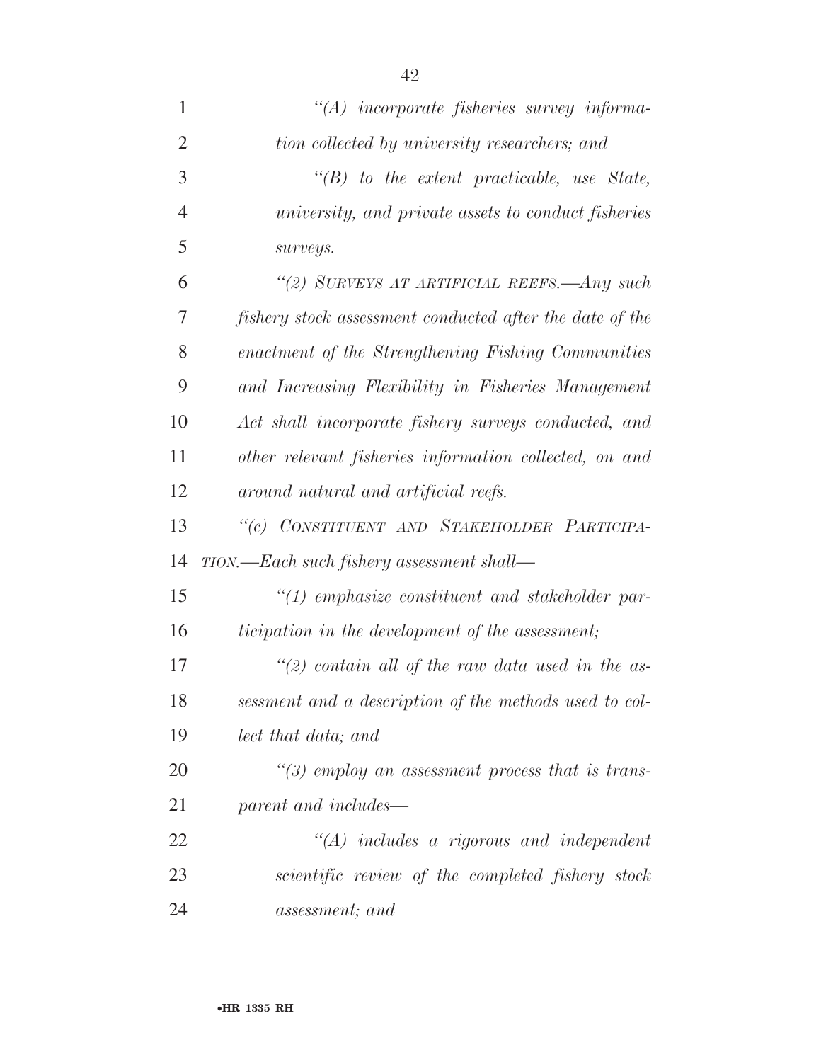*“(A) incorporate fisheries survey information collected by university researchers; and*

*“(B) to the extent practicable, use State, university, and private assets to conduct fisheries surveys.*

*“(2) SURVEYS AT ARTIFICIAL REEFS.—Any such fishery stock assessment conducted after the date of the enactment of the Strengthening Fishing Communities and Increasing Flexibility in Fisheries Management Act shall incorporate fishery surveys conducted, and other relevant fisheries information collected, on and around natural and artificial reefs.*

*“(c) CONSTITUENT AND STAKEHOLDER PARTICIPATION.—Each such fishery assessment shall—*

*“(1) emphasize constituent and stakeholder participation in the development of the assessment;*

*“(2) contain all of the raw data used in the assessment and a description of the methods used to collect that data; and*

*“(3) employ an assessment process that is transparent and includes—*

*“(A) includes a rigorous and independent scientific review of the completed fishery stock assessment; and*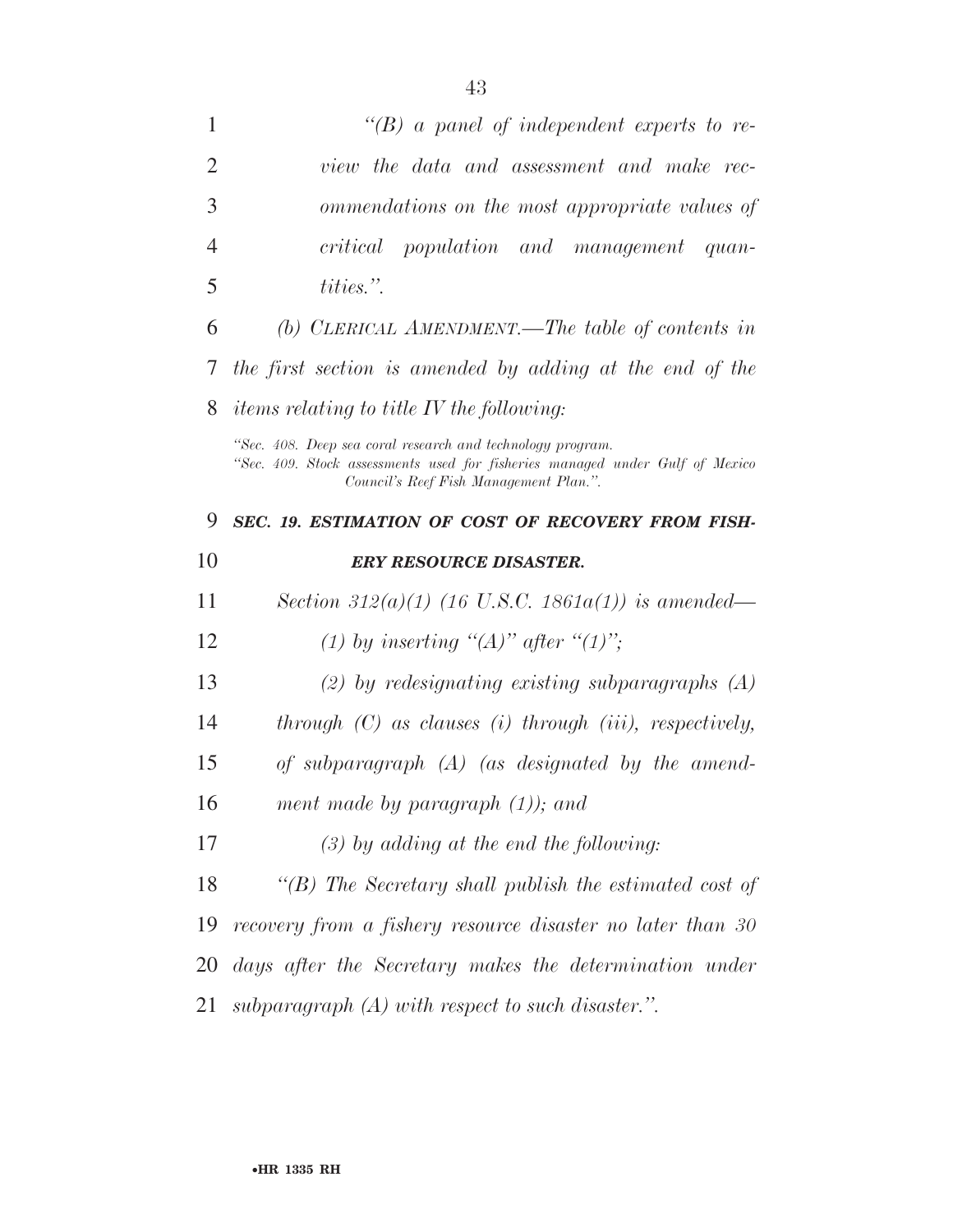*"(B) a panel of independent experts to review the data and assessment and make recommendations on the most appropriate values of critical population and management quantities.".*

*(b) CLERICAL AMENDMENT.—The table of contents in the first section is amended by adding at the end of the items relating to title IV the following:*

*"Sec. 408. Deep sea coral research and technology program.*
*"Sec. 409. Stock assessments used for fisheries managed under Gulf of Mexico Council's Reef Fish Management Plan.".*

***SEC. 19. ESTIMATION OF COST OF RECOVERY FROM FISHERY RESOURCE DISASTER.***

*Section 312(a)(1) (16 U.S.C. 1861a(1)) is amended—*

*(1) by inserting "(A)" after "(1)";*

*(2) by redesignating existing subparagraphs (A) through (C) as clauses (i) through (iii), respectively, of subparagraph (A) (as designated by the amendment made by paragraph (1)); and*

*(3) by adding at the end the following:*

*"(B) The Secretary shall publish the estimated cost of recovery from a fishery resource disaster no later than 30 days after the Secretary makes the determination under subparagraph (A) with respect to such disaster.".*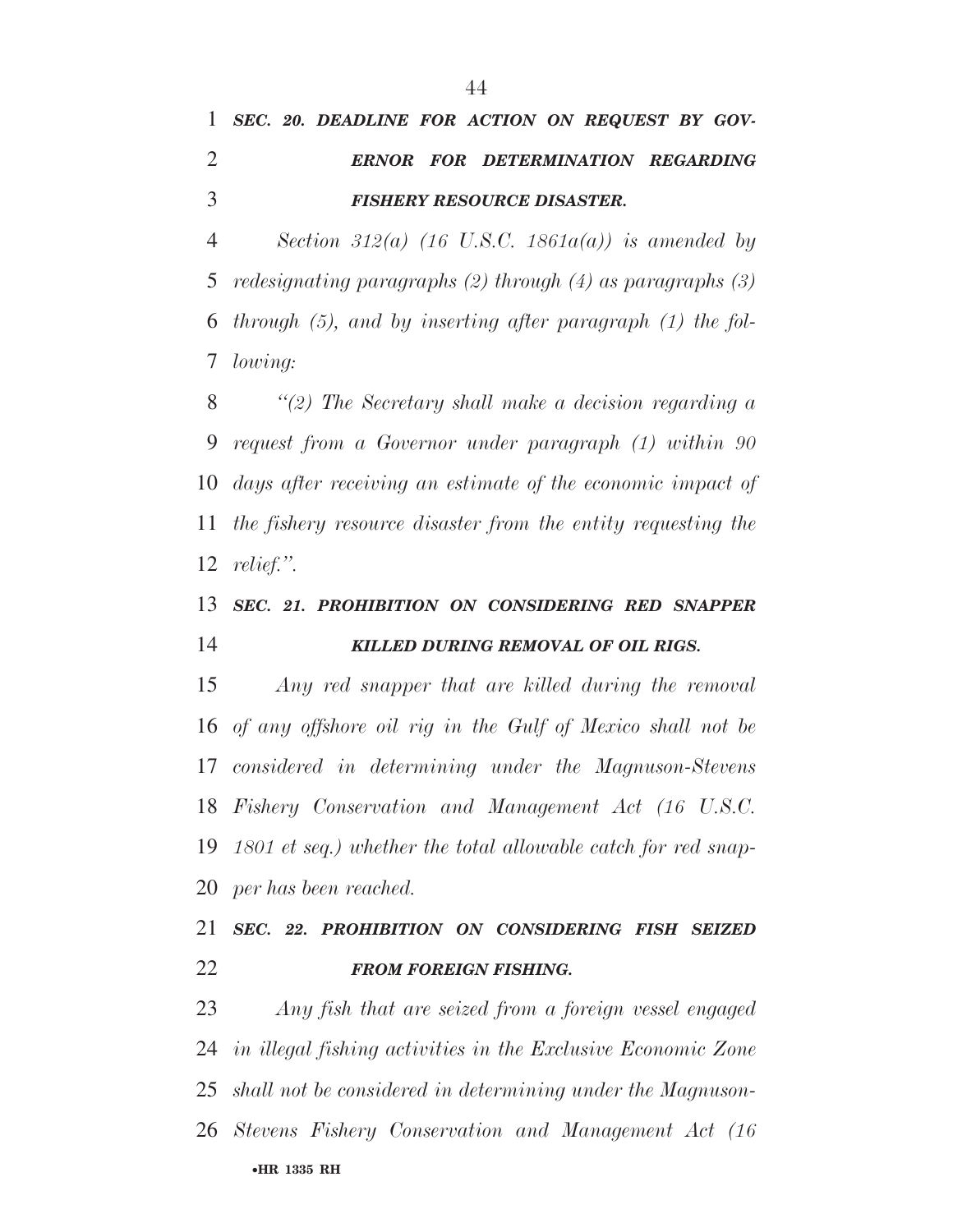***SEC. 20. DEADLINE FOR ACTION ON REQUEST BY GOVERNOR FOR DETERMINATION REGARDING FISHERY RESOURCE DISASTER.***

*Section 312(a) (16 U.S.C. 1861a(a)) is amended by redesignating paragraphs (2) through (4) as paragraphs (3) through (5), and by inserting after paragraph (1) the following:*

*''(2) The Secretary shall make a decision regarding a request from a Governor under paragraph (1) within 90 days after receiving an estimate of the economic impact of the fishery resource disaster from the entity requesting the relief.''.*

***SEC. 21. PROHIBITION ON CONSIDERING RED SNAPPER KILLED DURING REMOVAL OF OIL RIGS.***

*Any red snapper that are killed during the removal of any offshore oil rig in the Gulf of Mexico shall not be considered in determining under the Magnuson-Stevens Fishery Conservation and Management Act (16 U.S.C. 1801 et seq.) whether the total allowable catch for red snapper has been reached.*

***SEC. 22. PROHIBITION ON CONSIDERING FISH SEIZED FROM FOREIGN FISHING.***

*Any fish that are seized from a foreign vessel engaged in illegal fishing activities in the Exclusive Economic Zone shall not be considered in determining under the Magnuson-Stevens Fishery Conservation and Management Act (16*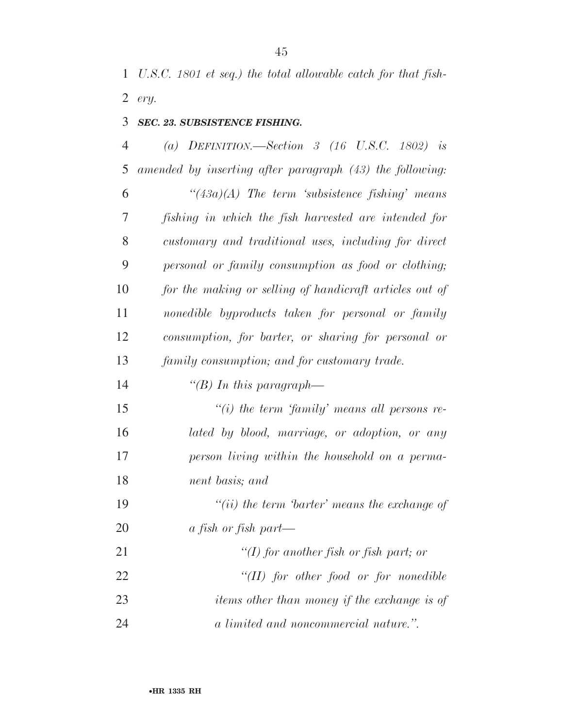*U.S.C. 1801 et seq.) the total allowable catch for that fishery.*

***SEC. 23. SUBSISTENCE FISHING.***

*(a) DEFINITION.—Section 3 (16 U.S.C. 1802) is amended by inserting after paragraph (43) the following:*

*"(43a)(A) The term 'subsistence fishing' means fishing in which the fish harvested are intended for customary and traditional uses, including for direct personal or family consumption as food or clothing; for the making or selling of handicraft articles out of nonedible byproducts taken for personal or family consumption, for barter, or sharing for personal or family consumption; and for customary trade.*

*"(B) In this paragraph—*

*"(i) the term 'family' means all persons related by blood, marriage, or adoption, or any person living within the household on a permanent basis; and*

*"(ii) the term 'barter' means the exchange of a fish or fish part—*

*"(I) for another fish or fish part; or*

*"(II) for other food or for nonedible items other than money if the exchange is of a limited and noncommercial nature.".*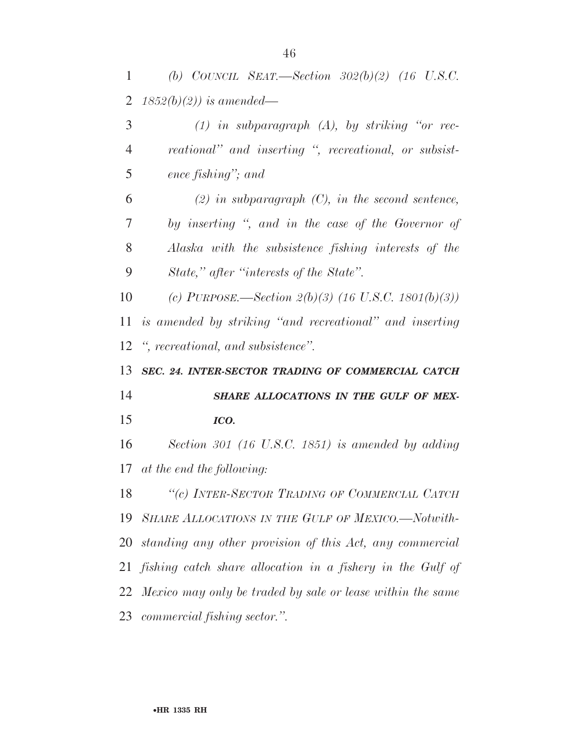*(b) COUNCIL SEAT.—Section 302(b)(2) (16 U.S.C. 1852(b)(2)) is amended—*

*(1) in subparagraph (A), by striking "or recreational" and inserting ", recreational, or subsistence fishing"; and*

*(2) in subparagraph (C), in the second sentence, by inserting ", and in the case of the Governor of Alaska with the subsistence fishing interests of the State," after "interests of the State".*

*(c) PURPOSE.—Section 2(b)(3) (16 U.S.C. 1801(b)(3)) is amended by striking "and recreational" and inserting ", recreational, and subsistence".*

***SEC. 24. INTER-SECTOR TRADING OF COMMERCIAL CATCH SHARE ALLOCATIONS IN THE GULF OF MEXICO.***

*Section 301 (16 U.S.C. 1851) is amended by adding at the end the following:*

*"(c) INTER-SECTOR TRADING OF COMMERCIAL CATCH SHARE ALLOCATIONS IN THE GULF OF MEXICO.—Notwithstanding any other provision of this Act, any commercial fishing catch share allocation in a fishery in the Gulf of Mexico may only be traded by sale or lease within the same commercial fishing sector.".*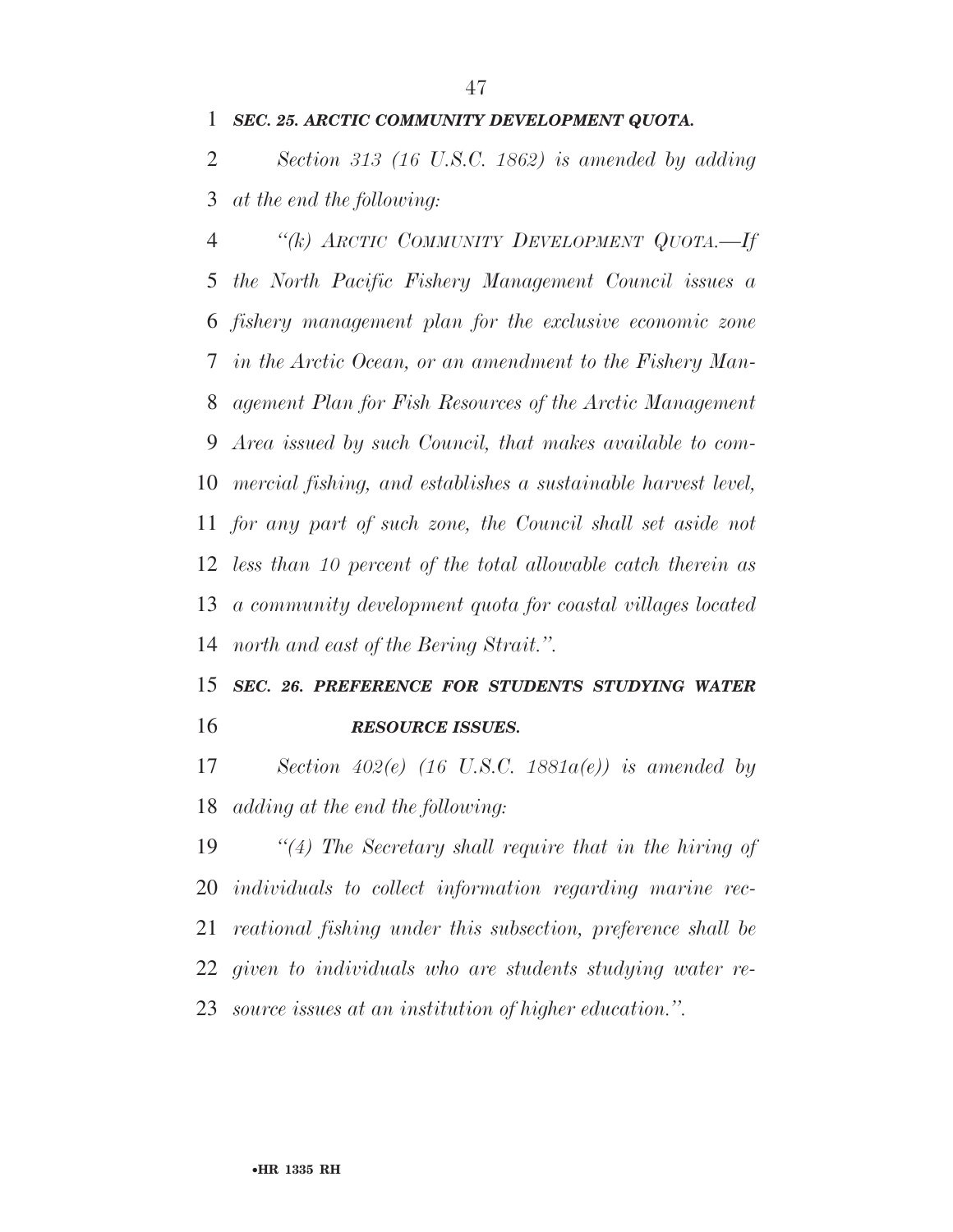***SEC. 25. ARCTIC COMMUNITY DEVELOPMENT QUOTA.***

*Section 313 (16 U.S.C. 1862) is amended by adding at the end the following:*

*"(k) ARCTIC COMMUNITY DEVELOPMENT QUOTA.—If the North Pacific Fishery Management Council issues a fishery management plan for the exclusive economic zone in the Arctic Ocean, or an amendment to the Fishery Management Plan for Fish Resources of the Arctic Management Area issued by such Council, that makes available to commercial fishing, and establishes a sustainable harvest level, for any part of such zone, the Council shall set aside not less than 10 percent of the total allowable catch therein as a community development quota for coastal villages located north and east of the Bering Strait.".*

***SEC. 26. PREFERENCE FOR STUDENTS STUDYING WATER RESOURCE ISSUES.***

*Section 402(e) (16 U.S.C. 1881a(e)) is amended by adding at the end the following:*

*"(4) The Secretary shall require that in the hiring of individuals to collect information regarding marine recreational fishing under this subsection, preference shall be given to individuals who are students studying water resource issues at an institution of higher education.".*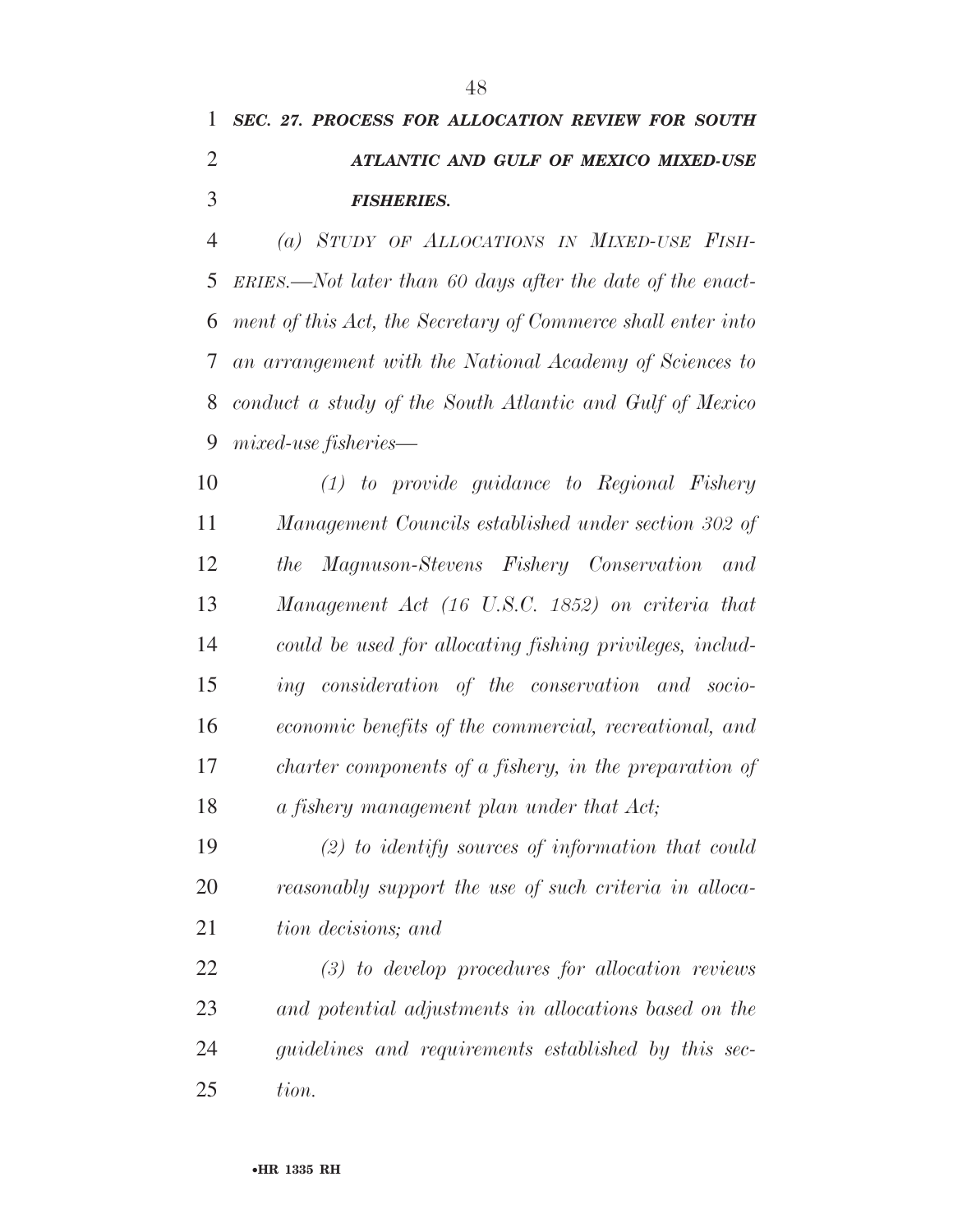***SEC. 27. PROCESS FOR ALLOCATION REVIEW FOR SOUTH ATLANTIC AND GULF OF MEXICO MIXED-USE FISHERIES.***

*(a) STUDY OF ALLOCATIONS IN MIXED-USE FISHERIES.—Not later than 60 days after the date of the enactment of this Act, the Secretary of Commerce shall enter into an arrangement with the National Academy of Sciences to conduct a study of the South Atlantic and Gulf of Mexico mixed-use fisheries—*

*(1) to provide guidance to Regional Fishery Management Councils established under section 302 of the Magnuson-Stevens Fishery Conservation and Management Act (16 U.S.C. 1852) on criteria that could be used for allocating fishing privileges, including consideration of the conservation and socioeconomic benefits of the commercial, recreational, and charter components of a fishery, in the preparation of a fishery management plan under that Act;*

*(2) to identify sources of information that could reasonably support the use of such criteria in allocation decisions; and*

*(3) to develop procedures for allocation reviews and potential adjustments in allocations based on the guidelines and requirements established by this section.*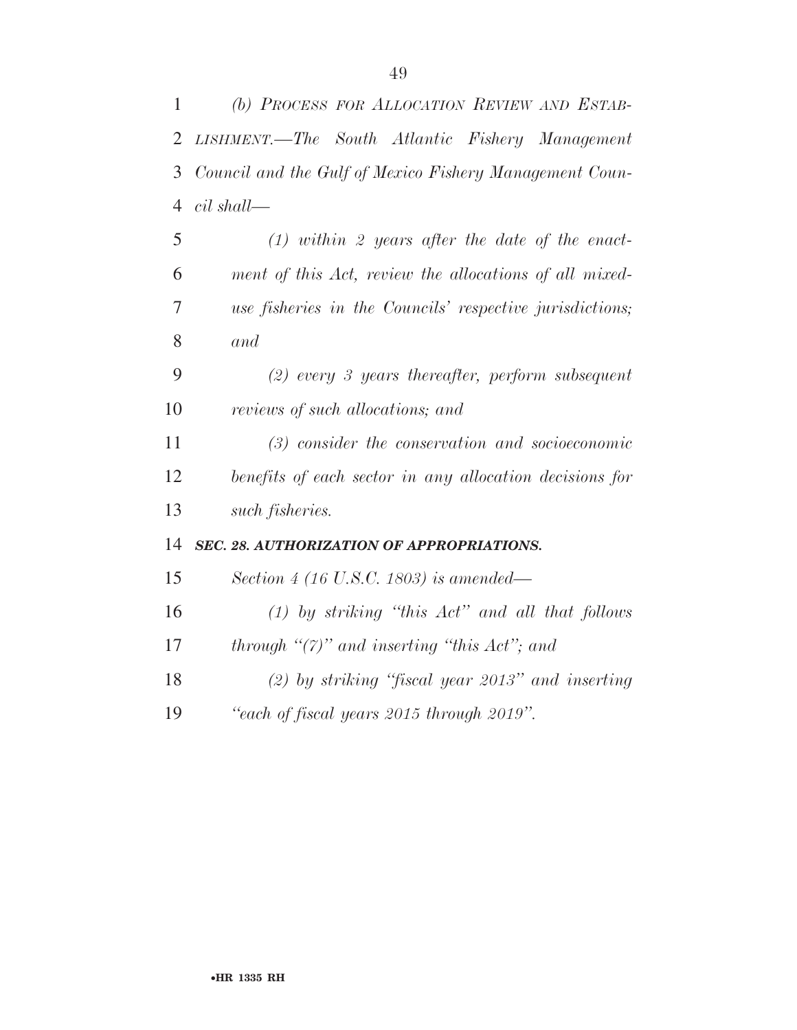*(b) PROCESS FOR ALLOCATION REVIEW AND ESTABLISHMENT.—The South Atlantic Fishery Management Council and the Gulf of Mexico Fishery Management Council shall—*

*(1) within 2 years after the date of the enactment of this Act, review the allocations of all mixed-use fisheries in the Councils' respective jurisdictions; and*

*(2) every 3 years thereafter, perform subsequent reviews of such allocations; and*

*(3) consider the conservation and socioeconomic benefits of each sector in any allocation decisions for such fisheries.*

### *SEC. 28. AUTHORIZATION OF APPROPRIATIONS.*

*Section 4 (16 U.S.C. 1803) is amended—*

*(1) by striking "this Act" and all that follows through "(7)" and inserting "this Act"; and*

*(2) by striking "fiscal year 2013" and inserting "each of fiscal years 2015 through 2019".*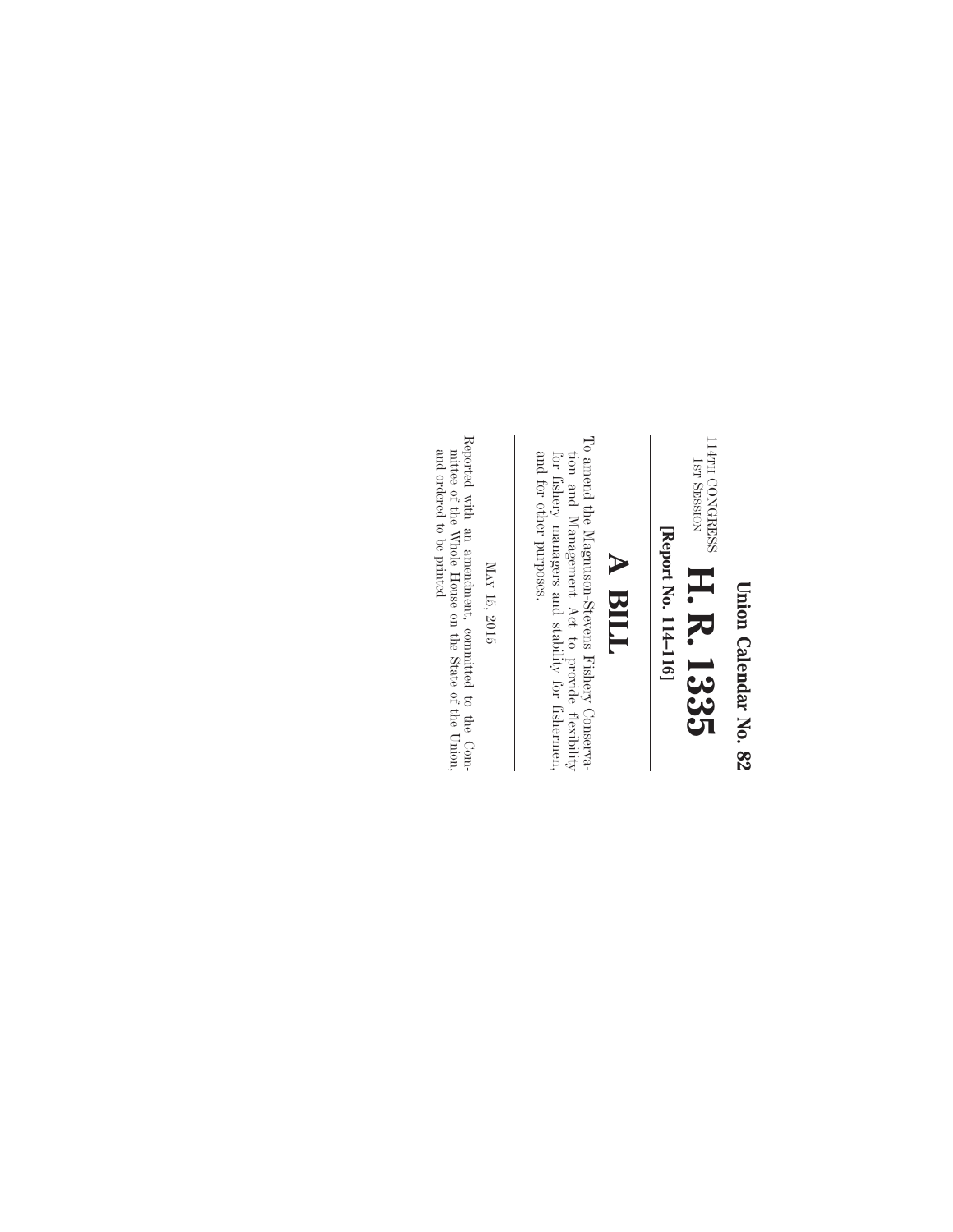Union Calendar No. 82

114TH CONGRESS
1ST SESSION

# H. R. 1335

**[Report No. 114–116]**

# A BILL

To amend the Magnuson-Stevens Fishery Conservation and Management Act to provide flexibility for fishery managers and stability for fishermen, and for other purposes.

MAY 15, 2015

Reported with an amendment, committed to the Committee of the Whole House on the State of the Union, and ordered to be printed